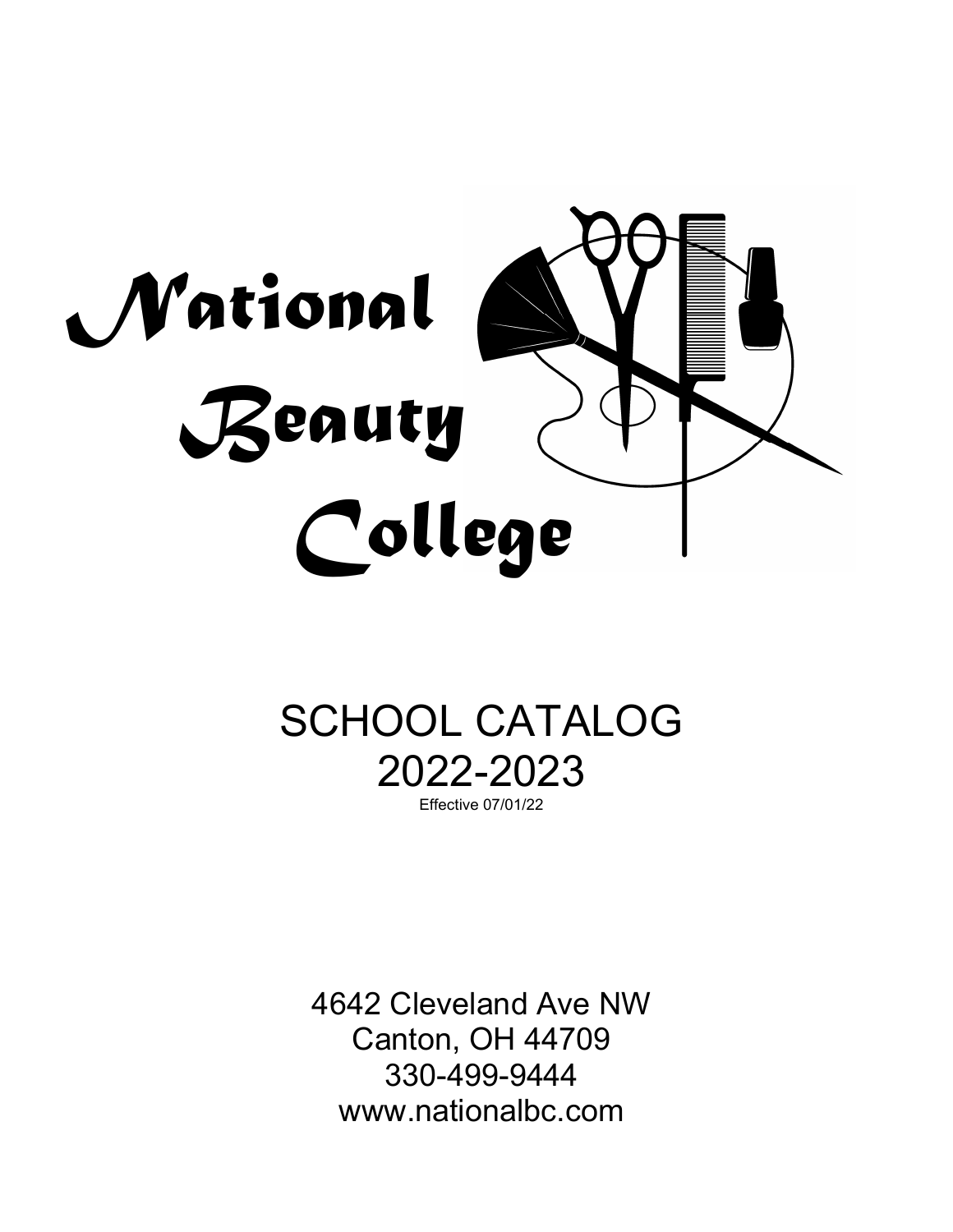# National Beauty College

## SCHOOL CATALOG 2022-2023

Effective 07/01/22

4642 Cleveland Ave NW
Canton, OH 44709
330-499-9444
www.nationalbc.com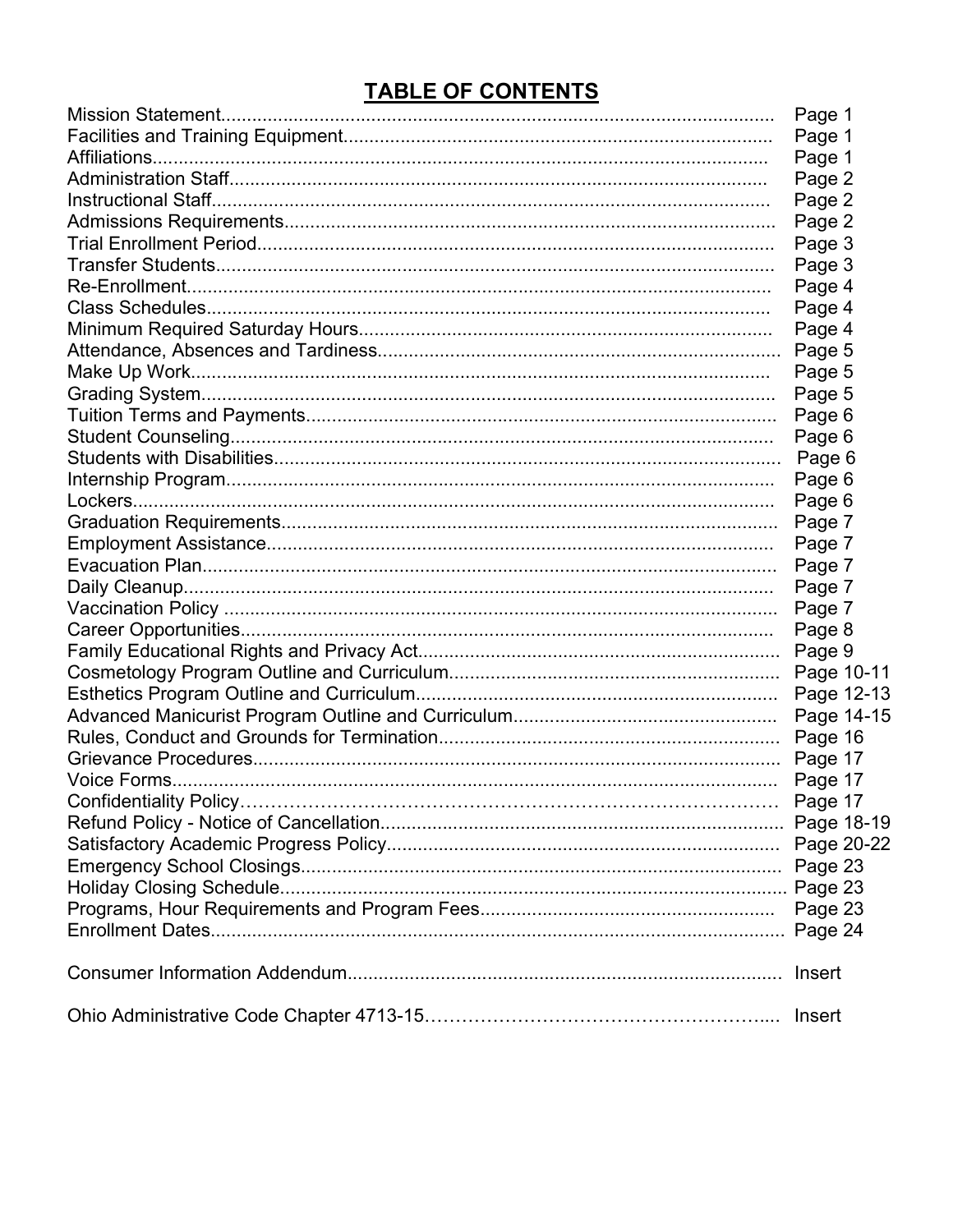# TABLE OF CONTENTS

| | |
|---|---|
| Mission Statement | Page 1 |
| Facilities and Training Equipment | Page 1 |
| Affiliations | Page 1 |
| Administration Staff | Page 2 |
| Instructional Staff | Page 2 |
| Admissions Requirements | Page 2 |
| Trial Enrollment Period | Page 3 |
| Transfer Students | Page 3 |
| Re-Enrollment | Page 4 |
| Class Schedules | Page 4 |
| Minimum Required Saturday Hours | Page 4 |
| Attendance, Absences and Tardiness | Page 5 |
| Make Up Work | Page 5 |
| Grading System | Page 5 |
| Tuition Terms and Payments | Page 6 |
| Student Counseling | Page 6 |
| Students with Disabilities | Page 6 |
| Internship Program | Page 6 |
| Lockers | Page 6 |
| Graduation Requirements | Page 7 |
| Employment Assistance | Page 7 |
| Evacuation Plan | Page 7 |
| Daily Cleanup | Page 7 |
| Vaccination Policy | Page 7 |
| Career Opportunities | Page 8 |
| Family Educational Rights and Privacy Act | Page 9 |
| Cosmetology Program Outline and Curriculum | Page 10-11 |
| Esthetics Program Outline and Curriculum | Page 12-13 |
| Advanced Manicurist Program Outline and Curriculum | Page 14-15 |
| Rules, Conduct and Grounds for Termination | Page 16 |
| Grievance Procedures | Page 17 |
| Voice Forms | Page 17 |
| Confidentiality Policy | Page 17 |
| Refund Policy - Notice of Cancellation | Page 18-19 |
| Satisfactory Academic Progress Policy | Page 20-22 |
| Emergency School Closings | Page 23 |
| Holiday Closing Schedule | Page 23 |
| Programs, Hour Requirements and Program Fees | Page 23 |
| Enrollment Dates | Page 24 |
| Consumer Information Addendum | Insert |
| Ohio Administrative Code Chapter 4713-15 | Insert |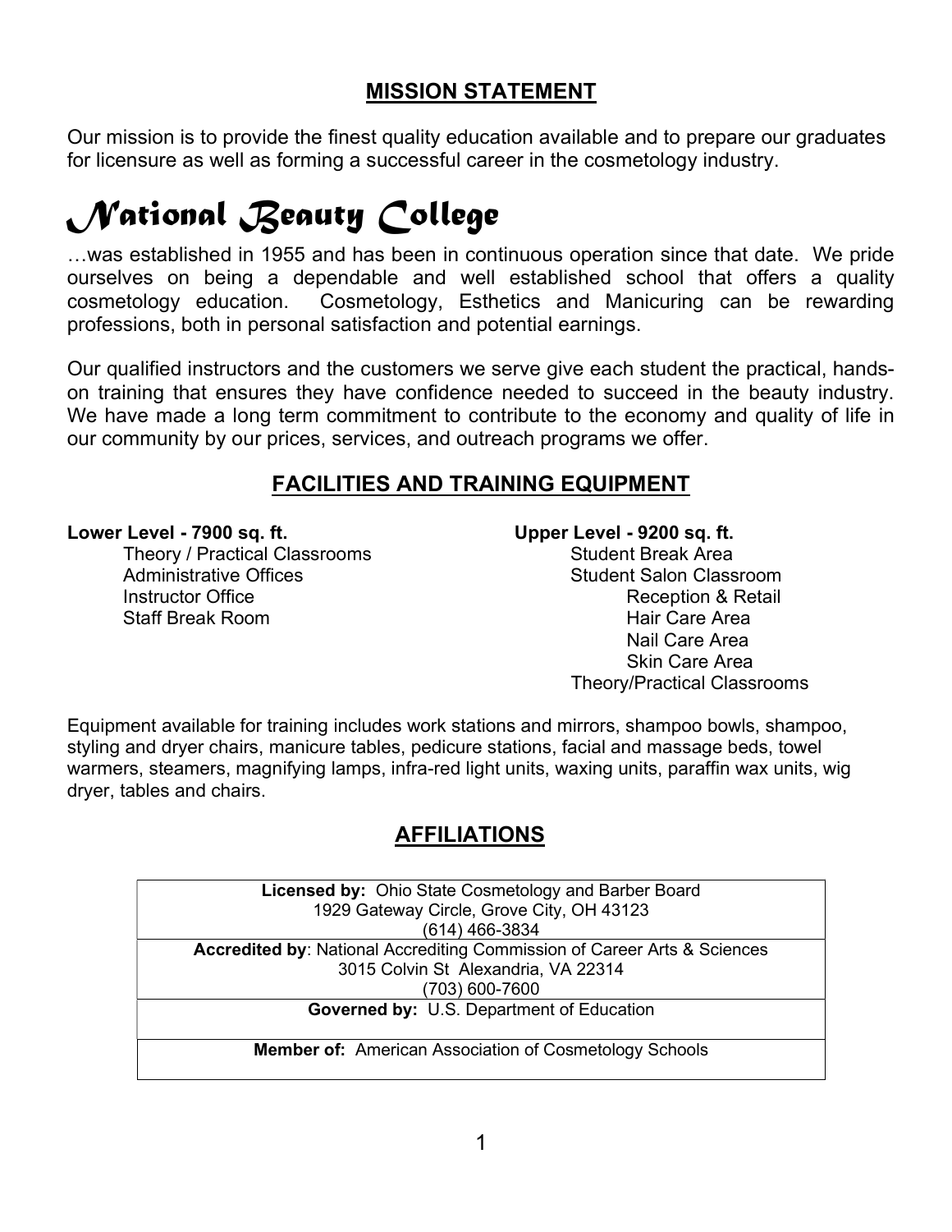## MISSION STATEMENT

Our mission is to provide the finest quality education available and to prepare our graduates for licensure as well as forming a successful career in the cosmetology industry.

# *National Beauty College*

…was established in 1955 and has been in continuous operation since that date. We pride ourselves on being a dependable and well established school that offers a quality cosmetology education. Cosmetology, Esthetics and Manicuring can be rewarding professions, both in personal satisfaction and potential earnings.

Our qualified instructors and the customers we serve give each student the practical, hands-on training that ensures they have confidence needed to succeed in the beauty industry. We have made a long term commitment to contribute to the economy and quality of life in our community by our prices, services, and outreach programs we offer.

## FACILITIES AND TRAINING EQUIPMENT

**Lower Level - 7900 sq. ft.**

- Theory / Practical Classrooms
- Administrative Offices
- Instructor Office
- Staff Break Room

**Upper Level - 9200 sq. ft.**

- Student Break Area
- Student Salon Classroom
  - Reception & Retail
  - Hair Care Area
  - Nail Care Area
  - Skin Care Area
- Theory/Practical Classrooms

Equipment available for training includes work stations and mirrors, shampoo bowls, shampoo, styling and dryer chairs, manicure tables, pedicure stations, facial and massage beds, towel warmers, steamers, magnifying lamps, infra-red light units, waxing units, paraffin wax units, wig dryer, tables and chairs.

## AFFILIATIONS

| |
|---|
| **Licensed by:** Ohio State Cosmetology and Barber Board<br>1929 Gateway Circle, Grove City, OH 43123<br>(614) 466-3834 |
| **Accredited by**: National Accrediting Commission of Career Arts & Sciences<br>3015 Colvin St Alexandria, VA 22314<br>(703) 600-7600 |
| **Governed by:** U.S. Department of Education |
| **Member of:** American Association of Cosmetology Schools |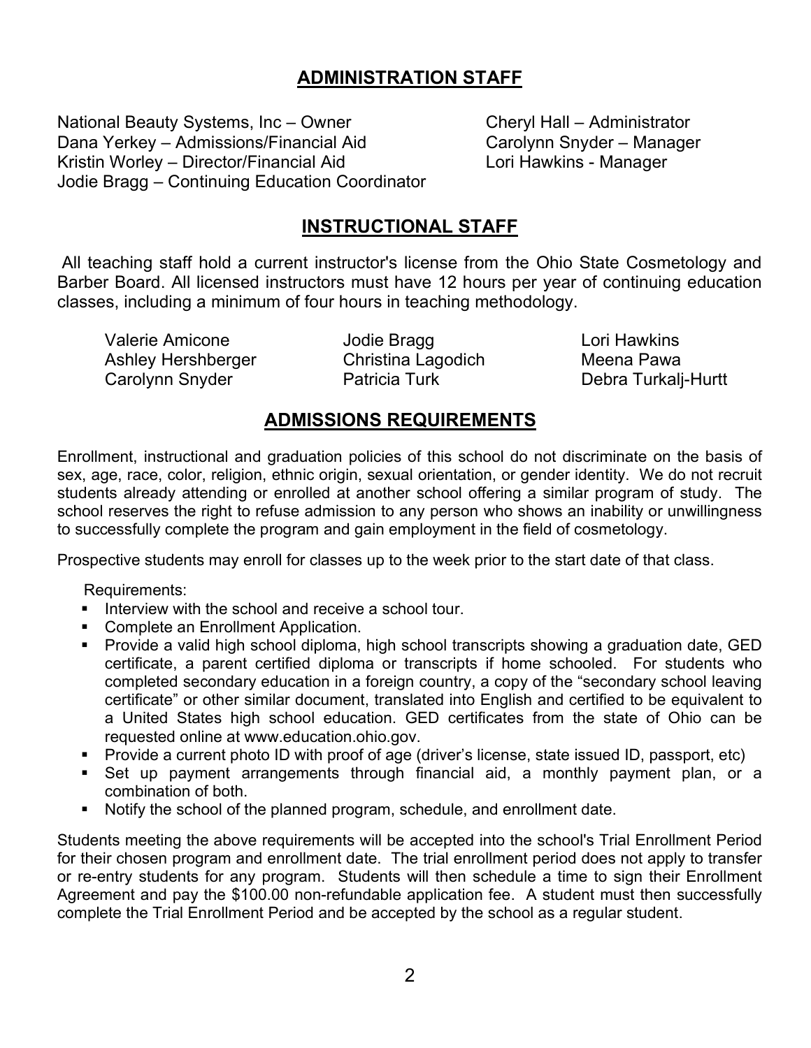## ADMINISTRATION STAFF

National Beauty Systems, Inc – Owner
Dana Yerkey – Admissions/Financial Aid
Kristin Worley – Director/Financial Aid
Jodie Bragg – Continuing Education Coordinator
Cheryl Hall – Administrator
Carolynn Snyder – Manager
Lori Hawkins - Manager

## INSTRUCTIONAL STAFF

All teaching staff hold a current instructor's license from the Ohio State Cosmetology and Barber Board. All licensed instructors must have 12 hours per year of continuing education classes, including a minimum of four hours in teaching methodology.

Valerie Amicone
Ashley Hershberger
Carolynn Snyder
Jodie Bragg
Christina Lagodich
Patricia Turk
Lori Hawkins
Meena Pawa
Debra Turkalj-Hurtt

## ADMISSIONS REQUIREMENTS

Enrollment, instructional and graduation policies of this school do not discriminate on the basis of sex, age, race, color, religion, ethnic origin, sexual orientation, or gender identity. We do not recruit students already attending or enrolled at another school offering a similar program of study. The school reserves the right to refuse admission to any person who shows an inability or unwillingness to successfully complete the program and gain employment in the field of cosmetology.

Prospective students may enroll for classes up to the week prior to the start date of that class.

Requirements:

- Interview with the school and receive a school tour.
- Complete an Enrollment Application.
- Provide a valid high school diploma, high school transcripts showing a graduation date, GED certificate, a parent certified diploma or transcripts if home schooled. For students who completed secondary education in a foreign country, a copy of the "secondary school leaving certificate" or other similar document, translated into English and certified to be equivalent to a United States high school education. GED certificates from the state of Ohio can be requested online at www.education.ohio.gov.
- Provide a current photo ID with proof of age (driver's license, state issued ID, passport, etc)
- Set up payment arrangements through financial aid, a monthly payment plan, or a combination of both.
- Notify the school of the planned program, schedule, and enrollment date.

Students meeting the above requirements will be accepted into the school's Trial Enrollment Period for their chosen program and enrollment date. The trial enrollment period does not apply to transfer or re-entry students for any program. Students will then schedule a time to sign their Enrollment Agreement and pay the $100.00 non-refundable application fee. A student must then successfully complete the Trial Enrollment Period and be accepted by the school as a regular student.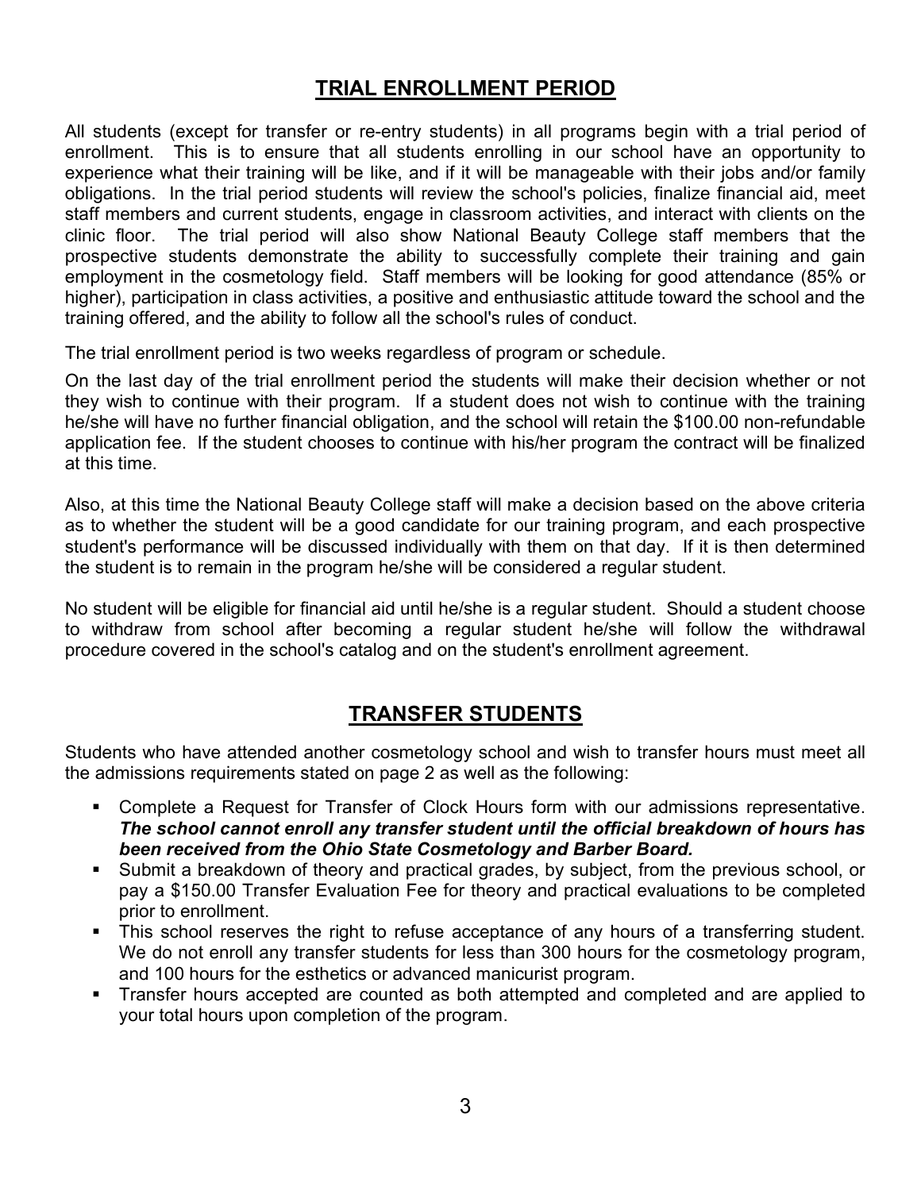## TRIAL ENROLLMENT PERIOD

All students (except for transfer or re-entry students) in all programs begin with a trial period of enrollment. This is to ensure that all students enrolling in our school have an opportunity to experience what their training will be like, and if it will be manageable with their jobs and/or family obligations. In the trial period students will review the school's policies, finalize financial aid, meet staff members and current students, engage in classroom activities, and interact with clients on the clinic floor. The trial period will also show National Beauty College staff members that the prospective students demonstrate the ability to successfully complete their training and gain employment in the cosmetology field. Staff members will be looking for good attendance (85% or higher), participation in class activities, a positive and enthusiastic attitude toward the school and the training offered, and the ability to follow all the school's rules of conduct.

The trial enrollment period is two weeks regardless of program or schedule.

On the last day of the trial enrollment period the students will make their decision whether or not they wish to continue with their program. If a student does not wish to continue with the training he/she will have no further financial obligation, and the school will retain the $100.00 non-refundable application fee. If the student chooses to continue with his/her program the contract will be finalized at this time.

Also, at this time the National Beauty College staff will make a decision based on the above criteria as to whether the student will be a good candidate for our training program, and each prospective student's performance will be discussed individually with them on that day. If it is then determined the student is to remain in the program he/she will be considered a regular student.

No student will be eligible for financial aid until he/she is a regular student. Should a student choose to withdraw from school after becoming a regular student he/she will follow the withdrawal procedure covered in the school's catalog and on the student's enrollment agreement.

## TRANSFER STUDENTS

Students who have attended another cosmetology school and wish to transfer hours must meet all the admissions requirements stated on page 2 as well as the following:

- Complete a Request for Transfer of Clock Hours form with our admissions representative. ***The school cannot enroll any transfer student until the official breakdown of hours has been received from the Ohio State Cosmetology and Barber Board.***
- Submit a breakdown of theory and practical grades, by subject, from the previous school, or pay a $150.00 Transfer Evaluation Fee for theory and practical evaluations to be completed prior to enrollment.
- This school reserves the right to refuse acceptance of any hours of a transferring student. We do not enroll any transfer students for less than 300 hours for the cosmetology program, and 100 hours for the esthetics or advanced manicurist program.
- Transfer hours accepted are counted as both attempted and completed and are applied to your total hours upon completion of the program.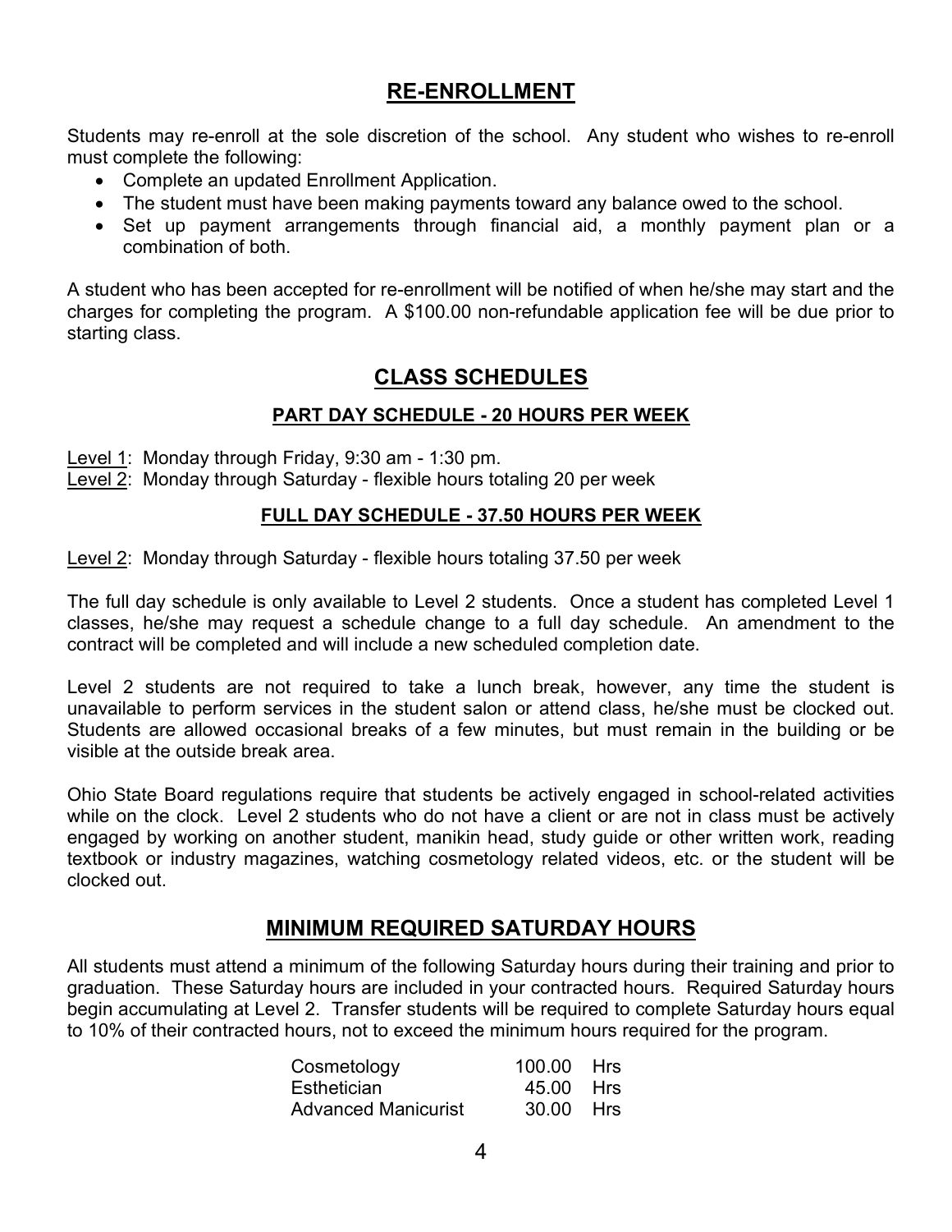## RE-ENROLLMENT

Students may re-enroll at the sole discretion of the school. Any student who wishes to re-enroll must complete the following:

- Complete an updated Enrollment Application.
- The student must have been making payments toward any balance owed to the school.
- Set up payment arrangements through financial aid, a monthly payment plan or a combination of both.

A student who has been accepted for re-enrollment will be notified of when he/she may start and the charges for completing the program. A $100.00 non-refundable application fee will be due prior to starting class.

## CLASS SCHEDULES

### PART DAY SCHEDULE - 20 HOURS PER WEEK

Level 1: Monday through Friday, 9:30 am - 1:30 pm.
Level 2: Monday through Saturday - flexible hours totaling 20 per week

### FULL DAY SCHEDULE - 37.50 HOURS PER WEEK

Level 2: Monday through Saturday - flexible hours totaling 37.50 per week

The full day schedule is only available to Level 2 students. Once a student has completed Level 1 classes, he/she may request a schedule change to a full day schedule. An amendment to the contract will be completed and will include a new scheduled completion date.

Level 2 students are not required to take a lunch break, however, any time the student is unavailable to perform services in the student salon or attend class, he/she must be clocked out. Students are allowed occasional breaks of a few minutes, but must remain in the building or be visible at the outside break area.

Ohio State Board regulations require that students be actively engaged in school-related activities while on the clock. Level 2 students who do not have a client or are not in class must be actively engaged by working on another student, manikin head, study guide or other written work, reading textbook or industry magazines, watching cosmetology related videos, etc. or the student will be clocked out.

## MINIMUM REQUIRED SATURDAY HOURS

All students must attend a minimum of the following Saturday hours during their training and prior to graduation. These Saturday hours are included in your contracted hours. Required Saturday hours begin accumulating at Level 2. Transfer students will be required to complete Saturday hours equal to 10% of their contracted hours, not to exceed the minimum hours required for the program.

| Program | Hours |
|---|---|
| Cosmetology | 100.00 Hrs |
| Esthetician | 45.00 Hrs |
| Advanced Manicurist | 30.00 Hrs |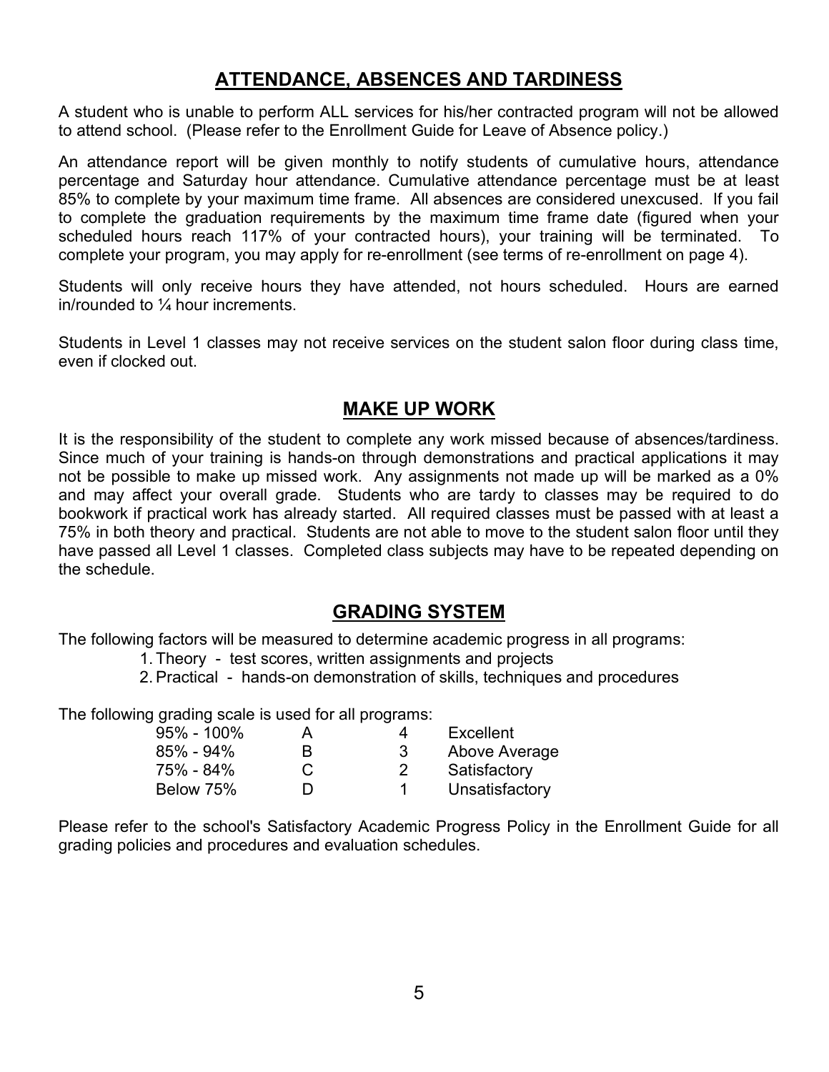## ATTENDANCE, ABSENCES AND TARDINESS

A student who is unable to perform ALL services for his/her contracted program will not be allowed to attend school. (Please refer to the Enrollment Guide for Leave of Absence policy.)

An attendance report will be given monthly to notify students of cumulative hours, attendance percentage and Saturday hour attendance. Cumulative attendance percentage must be at least 85% to complete by your maximum time frame. All absences are considered unexcused. If you fail to complete the graduation requirements by the maximum time frame date (figured when your scheduled hours reach 117% of your contracted hours), your training will be terminated. To complete your program, you may apply for re-enrollment (see terms of re-enrollment on page 4).

Students will only receive hours they have attended, not hours scheduled. Hours are earned in/rounded to ¼ hour increments.

Students in Level 1 classes may not receive services on the student salon floor during class time, even if clocked out.

## MAKE UP WORK

It is the responsibility of the student to complete any work missed because of absences/tardiness. Since much of your training is hands-on through demonstrations and practical applications it may not be possible to make up missed work. Any assignments not made up will be marked as a 0% and may affect your overall grade. Students who are tardy to classes may be required to do bookwork if practical work has already started. All required classes must be passed with at least a 75% in both theory and practical. Students are not able to move to the student salon floor until they have passed all Level 1 classes. Completed class subjects may have to be repeated depending on the schedule.

## GRADING SYSTEM

The following factors will be measured to determine academic progress in all programs:

1. Theory - test scores, written assignments and projects
2. Practical - hands-on demonstration of skills, techniques and procedures

The following grading scale is used for all programs:

| | | | |
|---|---|---|---|
| 95% - 100% | A | 4 | Excellent |
| 85% - 94% | B | 3 | Above Average |
| 75% - 84% | C | 2 | Satisfactory |
| Below 75% | D | 1 | Unsatisfactory |

Please refer to the school's Satisfactory Academic Progress Policy in the Enrollment Guide for all grading policies and procedures and evaluation schedules.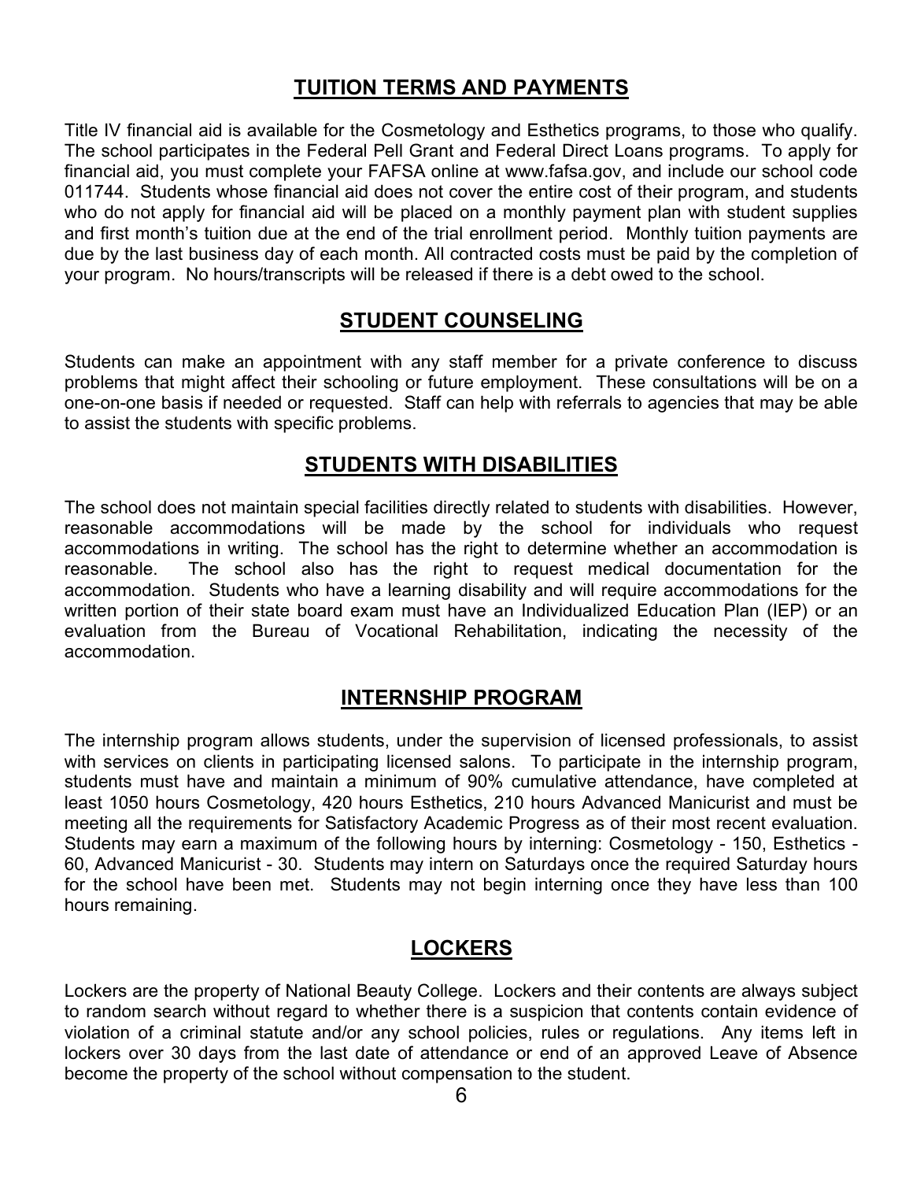## TUITION TERMS AND PAYMENTS

Title IV financial aid is available for the Cosmetology and Esthetics programs, to those who qualify. The school participates in the Federal Pell Grant and Federal Direct Loans programs. To apply for financial aid, you must complete your FAFSA online at www.fafsa.gov, and include our school code 011744. Students whose financial aid does not cover the entire cost of their program, and students who do not apply for financial aid will be placed on a monthly payment plan with student supplies and first month's tuition due at the end of the trial enrollment period. Monthly tuition payments are due by the last business day of each month. All contracted costs must be paid by the completion of your program. No hours/transcripts will be released if there is a debt owed to the school.

## STUDENT COUNSELING

Students can make an appointment with any staff member for a private conference to discuss problems that might affect their schooling or future employment. These consultations will be on a one-on-one basis if needed or requested. Staff can help with referrals to agencies that may be able to assist the students with specific problems.

## STUDENTS WITH DISABILITIES

The school does not maintain special facilities directly related to students with disabilities. However, reasonable accommodations will be made by the school for individuals who request accommodations in writing. The school has the right to determine whether an accommodation is reasonable. The school also has the right to request medical documentation for the accommodation. Students who have a learning disability and will require accommodations for the written portion of their state board exam must have an Individualized Education Plan (IEP) or an evaluation from the Bureau of Vocational Rehabilitation, indicating the necessity of the accommodation.

## INTERNSHIP PROGRAM

The internship program allows students, under the supervision of licensed professionals, to assist with services on clients in participating licensed salons. To participate in the internship program, students must have and maintain a minimum of 90% cumulative attendance, have completed at least 1050 hours Cosmetology, 420 hours Esthetics, 210 hours Advanced Manicurist and must be meeting all the requirements for Satisfactory Academic Progress as of their most recent evaluation. Students may earn a maximum of the following hours by interning: Cosmetology - 150, Esthetics - 60, Advanced Manicurist - 30. Students may intern on Saturdays once the required Saturday hours for the school have been met. Students may not begin interning once they have less than 100 hours remaining.

## LOCKERS

Lockers are the property of National Beauty College. Lockers and their contents are always subject to random search without regard to whether there is a suspicion that contents contain evidence of violation of a criminal statute and/or any school policies, rules or regulations. Any items left in lockers over 30 days from the last date of attendance or end of an approved Leave of Absence become the property of the school without compensation to the student.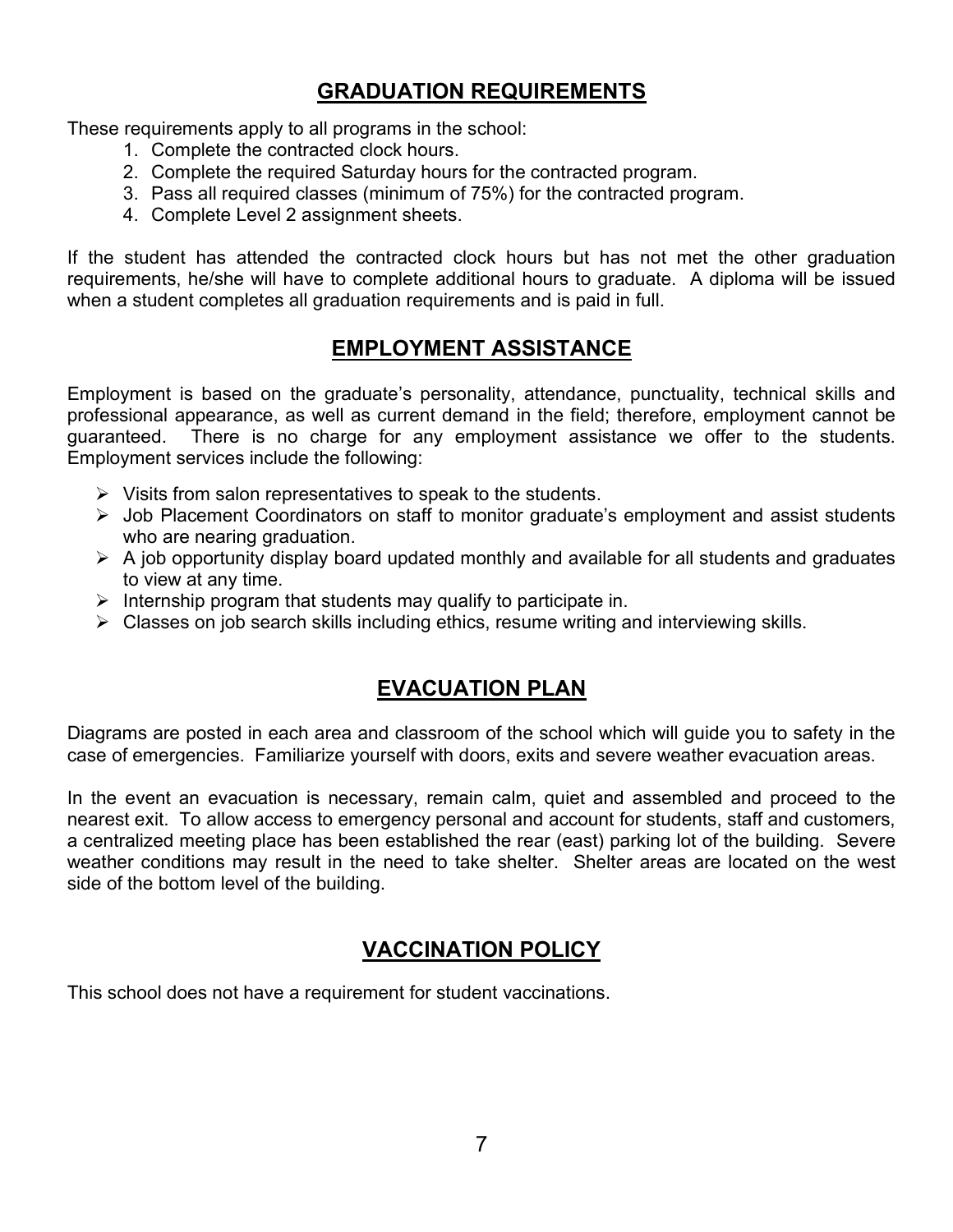## GRADUATION REQUIREMENTS

These requirements apply to all programs in the school:

1. Complete the contracted clock hours.
2. Complete the required Saturday hours for the contracted program.
3. Pass all required classes (minimum of 75%) for the contracted program.
4. Complete Level 2 assignment sheets.

If the student has attended the contracted clock hours but has not met the other graduation requirements, he/she will have to complete additional hours to graduate. A diploma will be issued when a student completes all graduation requirements and is paid in full.

## EMPLOYMENT ASSISTANCE

Employment is based on the graduate's personality, attendance, punctuality, technical skills and professional appearance, as well as current demand in the field; therefore, employment cannot be guaranteed. There is no charge for any employment assistance we offer to the students. Employment services include the following:

- Visits from salon representatives to speak to the students.
- Job Placement Coordinators on staff to monitor graduate's employment and assist students who are nearing graduation.
- A job opportunity display board updated monthly and available for all students and graduates to view at any time.
- Internship program that students may qualify to participate in.
- Classes on job search skills including ethics, resume writing and interviewing skills.

## EVACUATION PLAN

Diagrams are posted in each area and classroom of the school which will guide you to safety in the case of emergencies. Familiarize yourself with doors, exits and severe weather evacuation areas.

In the event an evacuation is necessary, remain calm, quiet and assembled and proceed to the nearest exit. To allow access to emergency personal and account for students, staff and customers, a centralized meeting place has been established the rear (east) parking lot of the building. Severe weather conditions may result in the need to take shelter. Shelter areas are located on the west side of the bottom level of the building.

## VACCINATION POLICY

This school does not have a requirement for student vaccinations.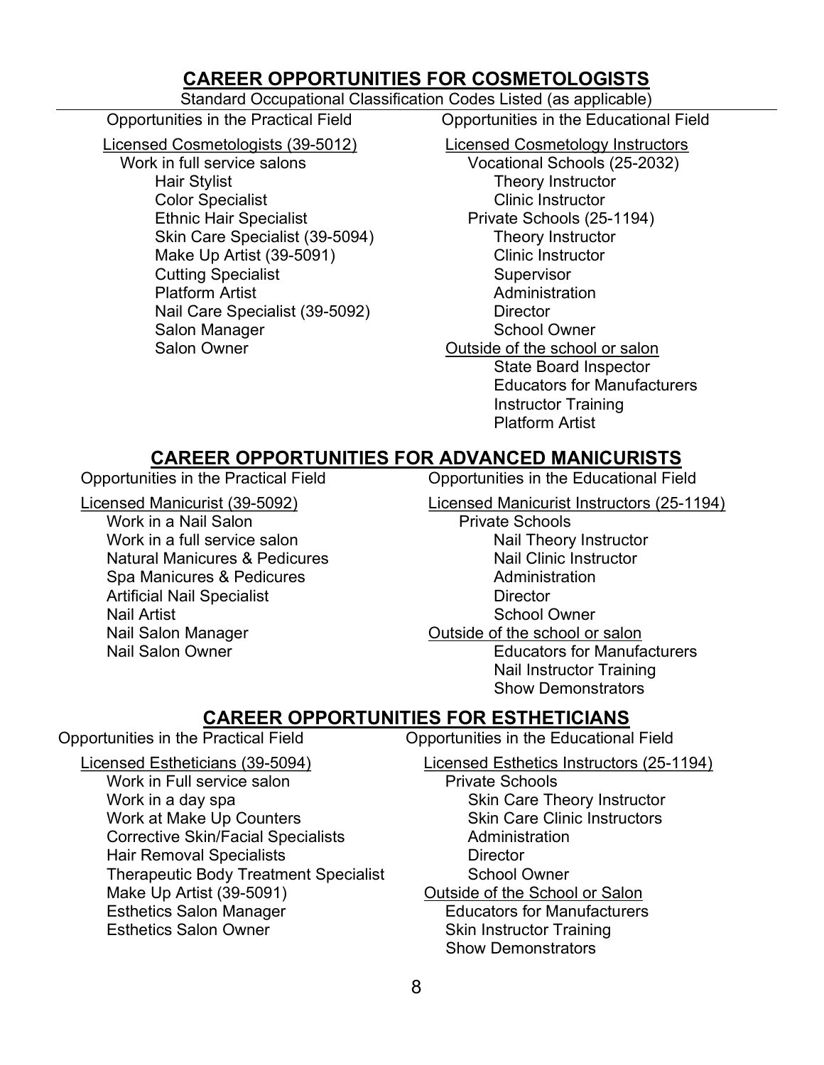## CAREER OPPORTUNITIES FOR COSMETOLOGISTS

Standard Occupational Classification Codes Listed (as applicable)

### Opportunities in the Practical Field

Licensed Cosmetologists (39-5012)

- Work in full service salons
  - Hair Stylist
  - Color Specialist
  - Ethnic Hair Specialist
  - Skin Care Specialist (39-5094)
  - Make Up Artist (39-5091)
  - Cutting Specialist
  - Platform Artist
  - Nail Care Specialist (39-5092)
  - Salon Manager
  - Salon Owner

### Opportunities in the Educational Field

Licensed Cosmetology Instructors

- Vocational Schools (25-2032)
  - Theory Instructor
  - Clinic Instructor
- Private Schools (25-1194)
  - Theory Instructor
  - Clinic Instructor
  - Supervisor
  - Administration
  - Director
  - School Owner

Outside of the school or salon

- State Board Inspector
- Educators for Manufacturers
- Instructor Training
- Platform Artist

## CAREER OPPORTUNITIES FOR ADVANCED MANICURISTS

### Opportunities in the Practical Field

Licensed Manicurist (39-5092)

- Work in a Nail Salon
- Work in a full service salon
- Natural Manicures & Pedicures
- Spa Manicures & Pedicures
- Artificial Nail Specialist
- Nail Artist
- Nail Salon Manager
- Nail Salon Owner

### Opportunities in the Educational Field

Licensed Manicurist Instructors (25-1194)

- Private Schools
  - Nail Theory Instructor
  - Nail Clinic Instructor
  - Administration
  - Director
  - School Owner

Outside of the school or salon

- Educators for Manufacturers
- Nail Instructor Training
- Show Demonstrators

## CAREER OPPORTUNITIES FOR ESTHETICIANS

### Opportunities in the Practical Field

Licensed Estheticians (39-5094)

- Work in Full service salon
- Work in a day spa
- Work at Make Up Counters
- Corrective Skin/Facial Specialists
- Hair Removal Specialists
- Therapeutic Body Treatment Specialist
- Make Up Artist (39-5091)
- Esthetics Salon Manager
- Esthetics Salon Owner

### Opportunities in the Educational Field

Licensed Esthetics Instructors (25-1194)

- Private Schools
  - Skin Care Theory Instructor
  - Skin Care Clinic Instructors
  - Administration
  - Director
  - School Owner

Outside of the School or Salon

- Educators for Manufacturers
- Skin Instructor Training
- Show Demonstrators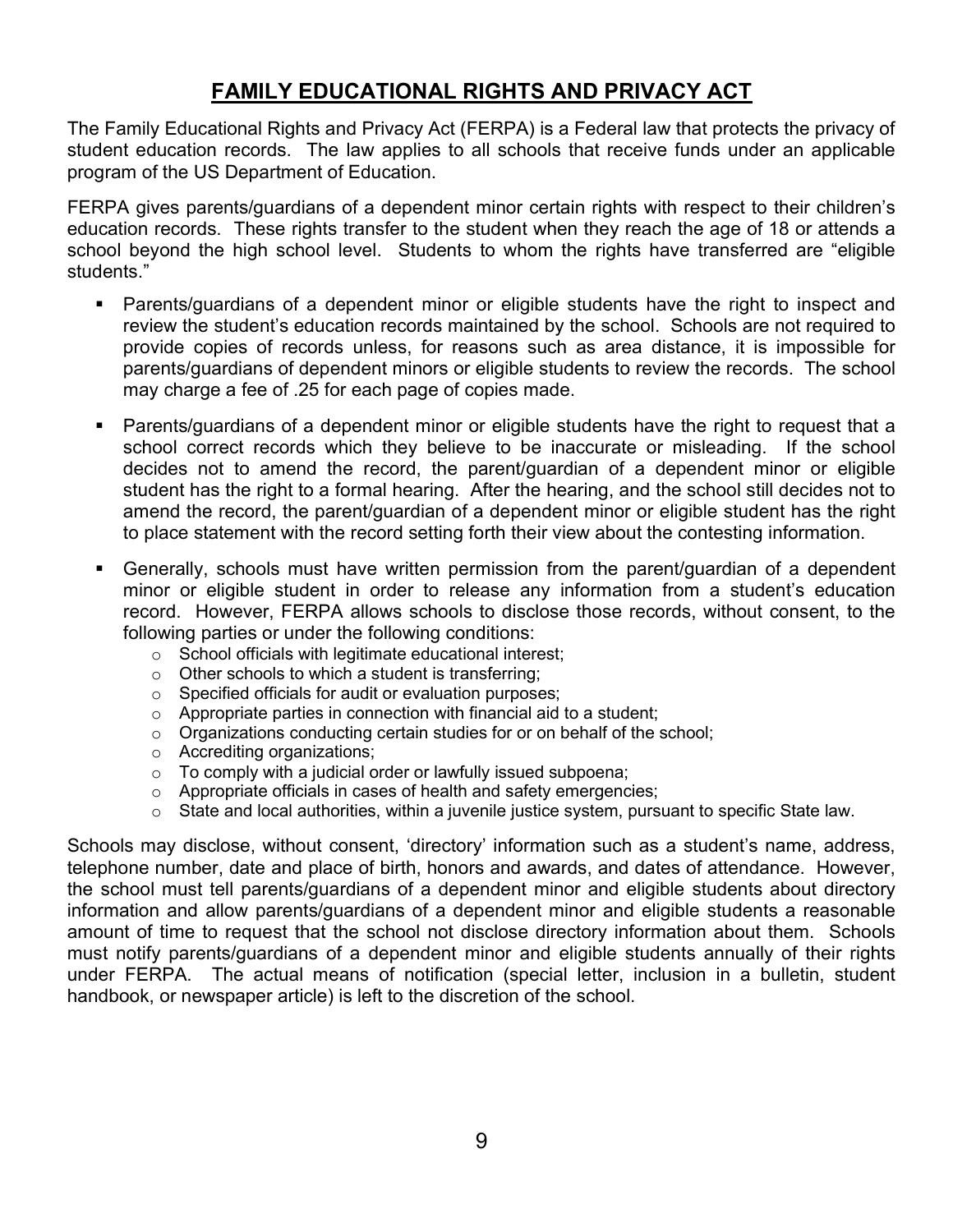## FAMILY EDUCATIONAL RIGHTS AND PRIVACY ACT

The Family Educational Rights and Privacy Act (FERPA) is a Federal law that protects the privacy of student education records. The law applies to all schools that receive funds under an applicable program of the US Department of Education.

FERPA gives parents/guardians of a dependent minor certain rights with respect to their children's education records. These rights transfer to the student when they reach the age of 18 or attends a school beyond the high school level. Students to whom the rights have transferred are "eligible students."

- Parents/guardians of a dependent minor or eligible students have the right to inspect and review the student's education records maintained by the school. Schools are not required to provide copies of records unless, for reasons such as area distance, it is impossible for parents/guardians of dependent minors or eligible students to review the records. The school may charge a fee of .25 for each page of copies made.
- Parents/guardians of a dependent minor or eligible students have the right to request that a school correct records which they believe to be inaccurate or misleading. If the school decides not to amend the record, the parent/guardian of a dependent minor or eligible student has the right to a formal hearing. After the hearing, and the school still decides not to amend the record, the parent/guardian of a dependent minor or eligible student has the right to place statement with the record setting forth their view about the contesting information.
- Generally, schools must have written permission from the parent/guardian of a dependent minor or eligible student in order to release any information from a student's education record. However, FERPA allows schools to disclose those records, without consent, to the following parties or under the following conditions:
  - School officials with legitimate educational interest;
  - Other schools to which a student is transferring;
  - Specified officials for audit or evaluation purposes;
  - Appropriate parties in connection with financial aid to a student;
  - Organizations conducting certain studies for or on behalf of the school;
  - Accrediting organizations;
  - To comply with a judicial order or lawfully issued subpoena;
  - Appropriate officials in cases of health and safety emergencies;
  - State and local authorities, within a juvenile justice system, pursuant to specific State law.

Schools may disclose, without consent, 'directory' information such as a student's name, address, telephone number, date and place of birth, honors and awards, and dates of attendance. However, the school must tell parents/guardians of a dependent minor and eligible students about directory information and allow parents/guardians of a dependent minor and eligible students a reasonable amount of time to request that the school not disclose directory information about them. Schools must notify parents/guardians of a dependent minor and eligible students annually of their rights under FERPA. The actual means of notification (special letter, inclusion in a bulletin, student handbook, or newspaper article) is left to the discretion of the school.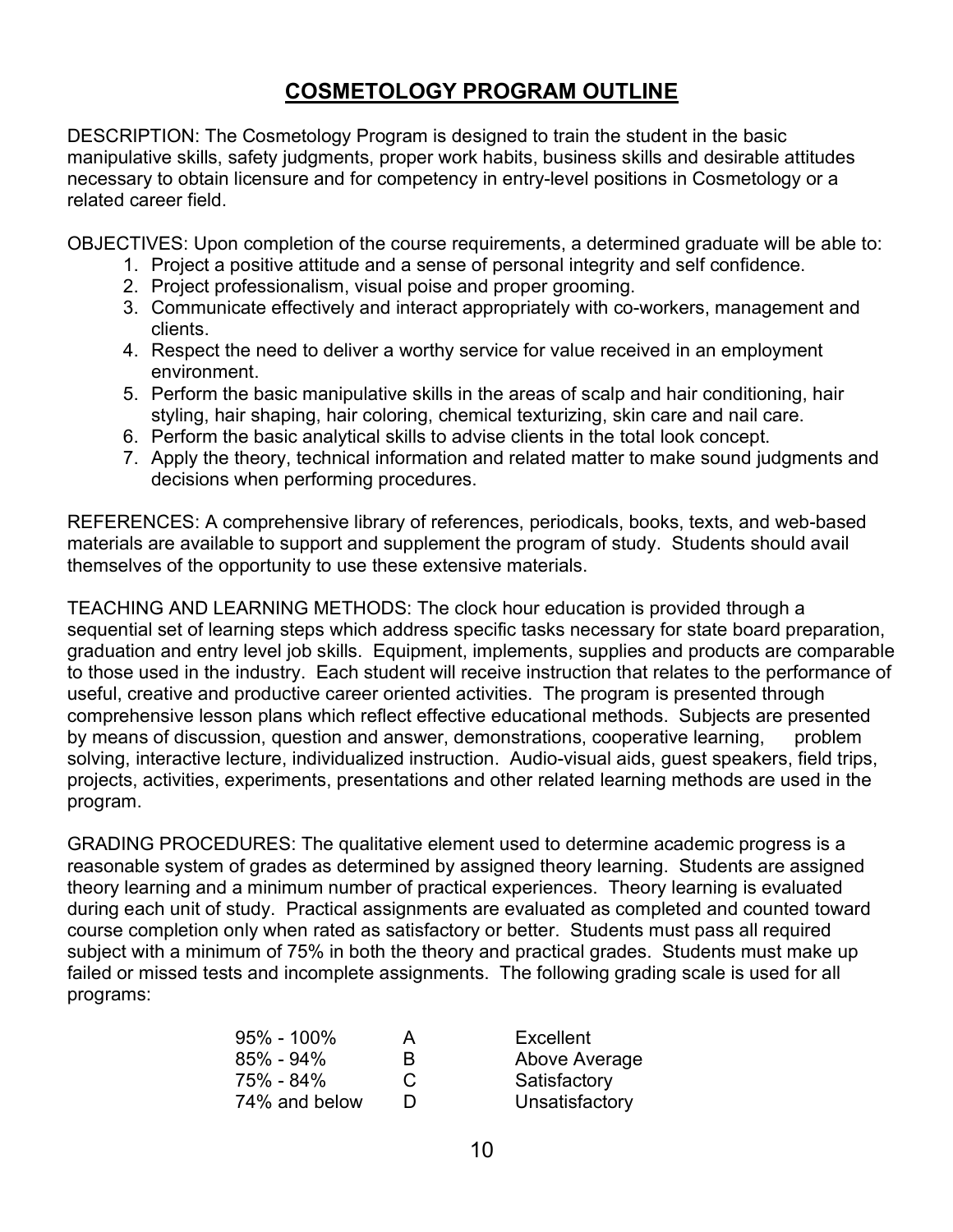# COSMETOLOGY PROGRAM OUTLINE

DESCRIPTION: The Cosmetology Program is designed to train the student in the basic manipulative skills, safety judgments, proper work habits, business skills and desirable attitudes necessary to obtain licensure and for competency in entry-level positions in Cosmetology or a related career field.

OBJECTIVES: Upon completion of the course requirements, a determined graduate will be able to:

1. Project a positive attitude and a sense of personal integrity and self confidence.
2. Project professionalism, visual poise and proper grooming.
3. Communicate effectively and interact appropriately with co-workers, management and clients.
4. Respect the need to deliver a worthy service for value received in an employment environment.
5. Perform the basic manipulative skills in the areas of scalp and hair conditioning, hair styling, hair shaping, hair coloring, chemical texturizing, skin care and nail care.
6. Perform the basic analytical skills to advise clients in the total look concept.
7. Apply the theory, technical information and related matter to make sound judgments and decisions when performing procedures.

REFERENCES: A comprehensive library of references, periodicals, books, texts, and web-based materials are available to support and supplement the program of study. Students should avail themselves of the opportunity to use these extensive materials.

TEACHING AND LEARNING METHODS: The clock hour education is provided through a sequential set of learning steps which address specific tasks necessary for state board preparation, graduation and entry level job skills. Equipment, implements, supplies and products are comparable to those used in the industry. Each student will receive instruction that relates to the performance of useful, creative and productive career oriented activities. The program is presented through comprehensive lesson plans which reflect effective educational methods. Subjects are presented by means of discussion, question and answer, demonstrations, cooperative learning, problem solving, interactive lecture, individualized instruction. Audio-visual aids, guest speakers, field trips, projects, activities, experiments, presentations and other related learning methods are used in the program.

GRADING PROCEDURES: The qualitative element used to determine academic progress is a reasonable system of grades as determined by assigned theory learning. Students are assigned theory learning and a minimum number of practical experiences. Theory learning is evaluated during each unit of study. Practical assignments are evaluated as completed and counted toward course completion only when rated as satisfactory or better. Students must pass all required subject with a minimum of 75% in both the theory and practical grades. Students must make up failed or missed tests and incomplete assignments. The following grading scale is used for all programs:

| | | |
|---|---|---|
| 95% - 100% | A | Excellent |
| 85% - 94% | B | Above Average |
| 75% - 84% | C | Satisfactory |
| 74% and below | D | Unsatisfactory |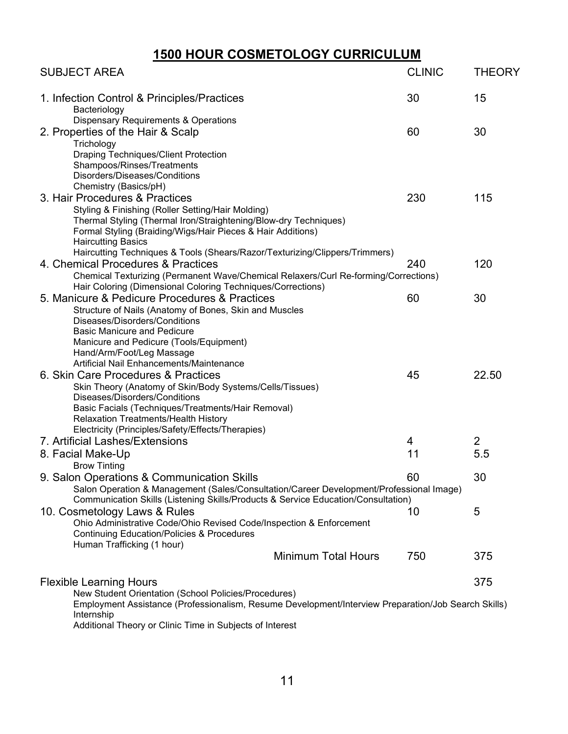# 1500 HOUR COSMETOLOGY CURRICULUM

| SUBJECT AREA | CLINIC | THEORY |
|---|---|---|
| 1. Infection Control & Principles/Practices<br>Bacteriology<br>Dispensary Requirements & Operations | 30 | 15 |
| 2. Properties of the Hair & Scalp<br>Trichology<br>Draping Techniques/Client Protection<br>Shampoos/Rinses/Treatments<br>Disorders/Diseases/Conditions<br>Chemistry (Basics/pH) | 60 | 30 |
| 3. Hair Procedures & Practices<br>Styling & Finishing (Roller Setting/Hair Molding)<br>Thermal Styling (Thermal Iron/Straightening/Blow-dry Techniques)<br>Formal Styling (Braiding/Wigs/Hair Pieces & Hair Additions)<br>Haircutting Basics<br>Haircutting Techniques & Tools (Shears/Razor/Texturizing/Clippers/Trimmers) | 230 | 115 |
| 4. Chemical Procedures & Practices<br>Chemical Texturizing (Permanent Wave/Chemical Relaxers/Curl Re-forming/Corrections)<br>Hair Coloring (Dimensional Coloring Techniques/Corrections) | 240 | 120 |
| 5. Manicure & Pedicure Procedures & Practices<br>Structure of Nails (Anatomy of Bones, Skin and Muscles<br>Diseases/Disorders/Conditions<br>Basic Manicure and Pedicure<br>Manicure and Pedicure (Tools/Equipment)<br>Hand/Arm/Foot/Leg Massage<br>Artificial Nail Enhancements/Maintenance | 60 | 30 |
| 6. Skin Care Procedures & Practices<br>Skin Theory (Anatomy of Skin/Body Systems/Cells/Tissues)<br>Diseases/Disorders/Conditions<br>Basic Facials (Techniques/Treatments/Hair Removal)<br>Relaxation Treatments/Health History<br>Electricity (Principles/Safety/Effects/Therapies) | 45 | 22.50 |
| 7. Artificial Lashes/Extensions | 4 | 2 |
| 8. Facial Make-Up<br>Brow Tinting | 11 | 5.5 |
| 9. Salon Operations & Communication Skills<br>Salon Operation & Management (Sales/Consultation/Career Development/Professional Image)<br>Communication Skills (Listening Skills/Products & Service Education/Consultation) | 60 | 30 |
| 10. Cosmetology Laws & Rules<br>Ohio Administrative Code/Ohio Revised Code/Inspection & Enforcement<br>Continuing Education/Policies & Procedures<br>Human Trafficking (1 hour) | 10 | 5 |
| Minimum Total Hours | 750 | 375 |
| Flexible Learning Hours<br>New Student Orientation (School Policies/Procedures)<br>Employment Assistance (Professionalism, Resume Development/Interview Preparation/Job Search Skills)<br>Internship<br>Additional Theory or Clinic Time in Subjects of Interest | | 375 |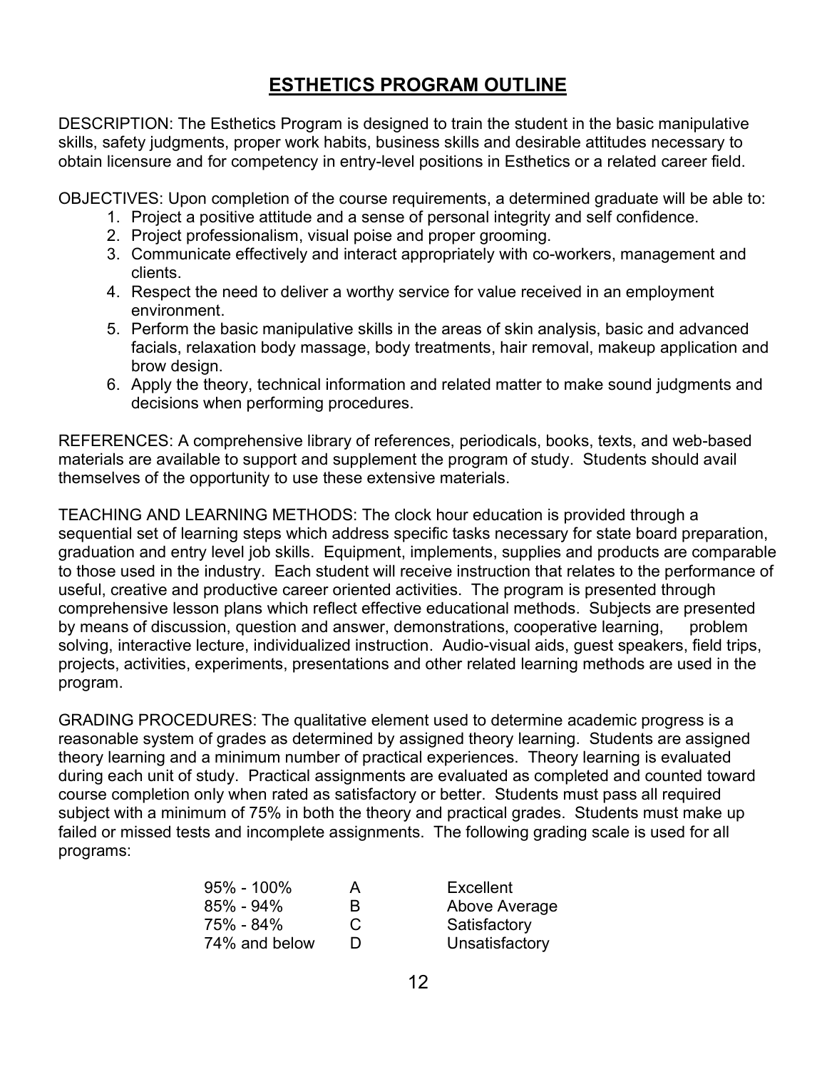# ESTHETICS PROGRAM OUTLINE

DESCRIPTION: The Esthetics Program is designed to train the student in the basic manipulative skills, safety judgments, proper work habits, business skills and desirable attitudes necessary to obtain licensure and for competency in entry-level positions in Esthetics or a related career field.

OBJECTIVES: Upon completion of the course requirements, a determined graduate will be able to:

1. Project a positive attitude and a sense of personal integrity and self confidence.
2. Project professionalism, visual poise and proper grooming.
3. Communicate effectively and interact appropriately with co-workers, management and clients.
4. Respect the need to deliver a worthy service for value received in an employment environment.
5. Perform the basic manipulative skills in the areas of skin analysis, basic and advanced facials, relaxation body massage, body treatments, hair removal, makeup application and brow design.
6. Apply the theory, technical information and related matter to make sound judgments and decisions when performing procedures.

REFERENCES: A comprehensive library of references, periodicals, books, texts, and web-based materials are available to support and supplement the program of study. Students should avail themselves of the opportunity to use these extensive materials.

TEACHING AND LEARNING METHODS: The clock hour education is provided through a sequential set of learning steps which address specific tasks necessary for state board preparation, graduation and entry level job skills. Equipment, implements, supplies and products are comparable to those used in the industry. Each student will receive instruction that relates to the performance of useful, creative and productive career oriented activities. The program is presented through comprehensive lesson plans which reflect effective educational methods. Subjects are presented by means of discussion, question and answer, demonstrations, cooperative learning, problem solving, interactive lecture, individualized instruction. Audio-visual aids, guest speakers, field trips, projects, activities, experiments, presentations and other related learning methods are used in the program.

GRADING PROCEDURES: The qualitative element used to determine academic progress is a reasonable system of grades as determined by assigned theory learning. Students are assigned theory learning and a minimum number of practical experiences. Theory learning is evaluated during each unit of study. Practical assignments are evaluated as completed and counted toward course completion only when rated as satisfactory or better. Students must pass all required subject with a minimum of 75% in both the theory and practical grades. Students must make up failed or missed tests and incomplete assignments. The following grading scale is used for all programs:

| | | |
|---|---|---|
| 95% - 100% | A | Excellent |
| 85% - 94% | B | Above Average |
| 75% - 84% | C | Satisfactory |
| 74% and below | D | Unsatisfactory |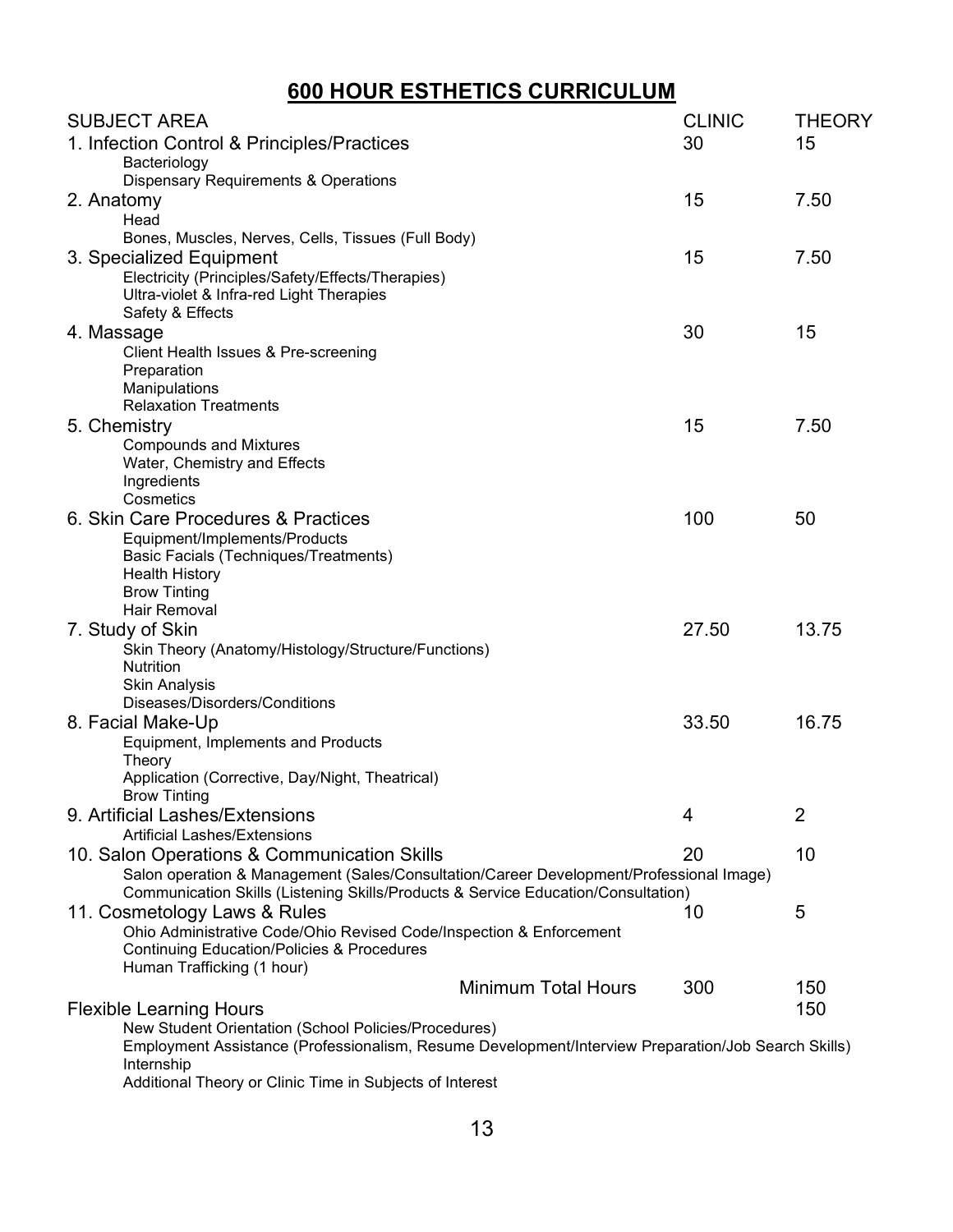# 600 HOUR ESTHETICS CURRICULUM

| SUBJECT AREA | CLINIC | THEORY |
|---|---|---|
| 1. Infection Control & Principles/Practices<br>Bacteriology<br>Dispensary Requirements & Operations | 30 | 15 |
| 2. Anatomy<br>Head<br>Bones, Muscles, Nerves, Cells, Tissues (Full Body) | 15 | 7.50 |
| 3. Specialized Equipment<br>Electricity (Principles/Safety/Effects/Therapies)<br>Ultra-violet & Infra-red Light Therapies<br>Safety & Effects | 15 | 7.50 |
| 4. Massage<br>Client Health Issues & Pre-screening<br>Preparation<br>Manipulations<br>Relaxation Treatments | 30 | 15 |
| 5. Chemistry<br>Compounds and Mixtures<br>Water, Chemistry and Effects<br>Ingredients<br>Cosmetics | 15 | 7.50 |
| 6. Skin Care Procedures & Practices<br>Equipment/Implements/Products<br>Basic Facials (Techniques/Treatments)<br>Health History<br>Brow Tinting<br>Hair Removal | 100 | 50 |
| 7. Study of Skin<br>Skin Theory (Anatomy/Histology/Structure/Functions)<br>Nutrition<br>Skin Analysis<br>Diseases/Disorders/Conditions | 27.50 | 13.75 |
| 8. Facial Make-Up<br>Equipment, Implements and Products<br>Theory<br>Application (Corrective, Day/Night, Theatrical)<br>Brow Tinting | 33.50 | 16.75 |
| 9. Artificial Lashes/Extensions<br>Artificial Lashes/Extensions | 4 | 2 |
| 10. Salon Operations & Communication Skills<br>Salon operation & Management (Sales/Consultation/Career Development/Professional Image)<br>Communication Skills (Listening Skills/Products & Service Education/Consultation) | 20 | 10 |
| 11. Cosmetology Laws & Rules<br>Ohio Administrative Code/Ohio Revised Code/Inspection & Enforcement<br>Continuing Education/Policies & Procedures<br>Human Trafficking (1 hour) | 10 | 5 |
| Minimum Total Hours | 300 | 150 |
| Flexible Learning Hours<br>New Student Orientation (School Policies/Procedures)<br>Employment Assistance (Professionalism, Resume Development/Interview Preparation/Job Search Skills)<br>Internship<br>Additional Theory or Clinic Time in Subjects of Interest | | 150 |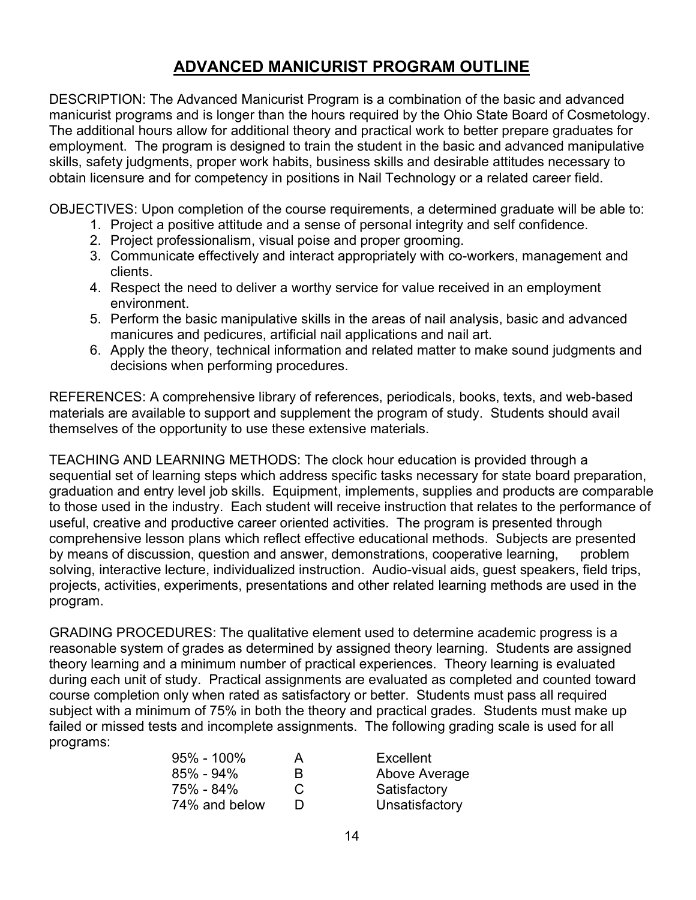# ADVANCED MANICURIST PROGRAM OUTLINE

DESCRIPTION: The Advanced Manicurist Program is a combination of the basic and advanced manicurist programs and is longer than the hours required by the Ohio State Board of Cosmetology. The additional hours allow for additional theory and practical work to better prepare graduates for employment. The program is designed to train the student in the basic and advanced manipulative skills, safety judgments, proper work habits, business skills and desirable attitudes necessary to obtain licensure and for competency in positions in Nail Technology or a related career field.

OBJECTIVES: Upon completion of the course requirements, a determined graduate will be able to:

1. Project a positive attitude and a sense of personal integrity and self confidence.
2. Project professionalism, visual poise and proper grooming.
3. Communicate effectively and interact appropriately with co-workers, management and clients.
4. Respect the need to deliver a worthy service for value received in an employment environment.
5. Perform the basic manipulative skills in the areas of nail analysis, basic and advanced manicures and pedicures, artificial nail applications and nail art.
6. Apply the theory, technical information and related matter to make sound judgments and decisions when performing procedures.

REFERENCES: A comprehensive library of references, periodicals, books, texts, and web-based materials are available to support and supplement the program of study. Students should avail themselves of the opportunity to use these extensive materials.

TEACHING AND LEARNING METHODS: The clock hour education is provided through a sequential set of learning steps which address specific tasks necessary for state board preparation, graduation and entry level job skills. Equipment, implements, supplies and products are comparable to those used in the industry. Each student will receive instruction that relates to the performance of useful, creative and productive career oriented activities. The program is presented through comprehensive lesson plans which reflect effective educational methods. Subjects are presented by means of discussion, question and answer, demonstrations, cooperative learning, problem solving, interactive lecture, individualized instruction. Audio-visual aids, guest speakers, field trips, projects, activities, experiments, presentations and other related learning methods are used in the program.

GRADING PROCEDURES: The qualitative element used to determine academic progress is a reasonable system of grades as determined by assigned theory learning. Students are assigned theory learning and a minimum number of practical experiences. Theory learning is evaluated during each unit of study. Practical assignments are evaluated as completed and counted toward course completion only when rated as satisfactory or better. Students must pass all required subject with a minimum of 75% in both the theory and practical grades. Students must make up failed or missed tests and incomplete assignments. The following grading scale is used for all programs:

| | | |
|---|---|---|
| 95% - 100% | A | Excellent |
| 85% - 94% | B | Above Average |
| 75% - 84% | C | Satisfactory |
| 74% and below | D | Unsatisfactory |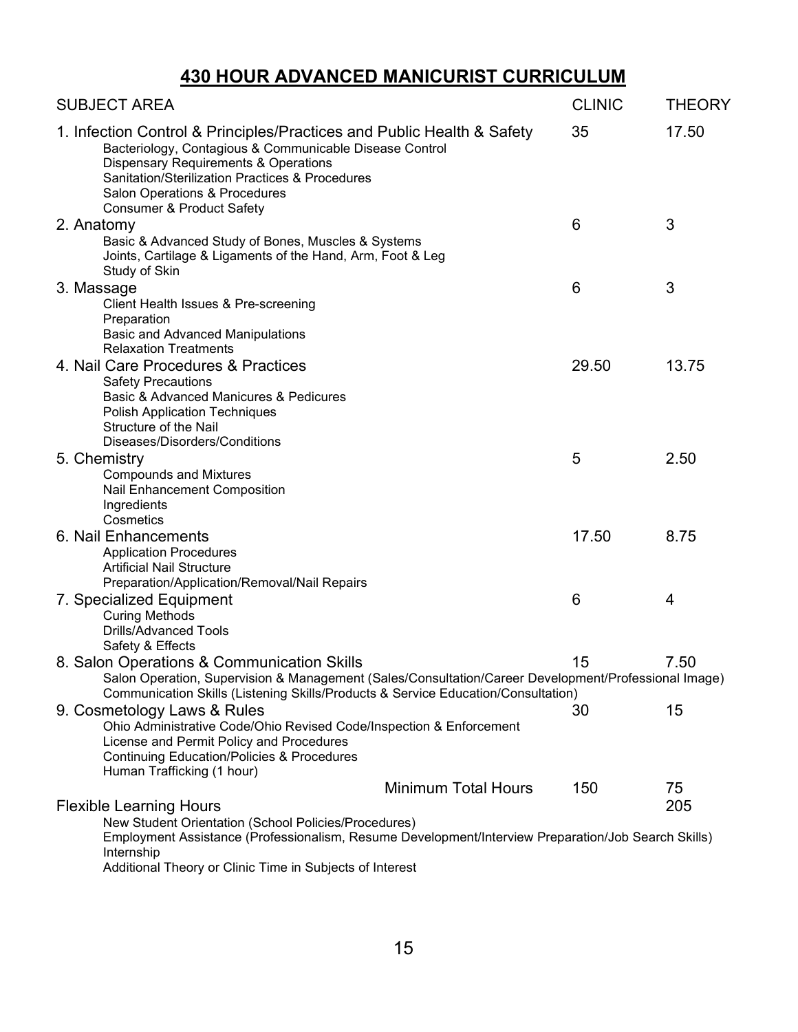# 430 HOUR ADVANCED MANICURIST CURRICULUM

| SUBJECT AREA | CLINIC | THEORY |
|---|---|---|
| 1. Infection Control & Principles/Practices and Public Health & Safety<br>Bacteriology, Contagious & Communicable Disease Control<br>Dispensary Requirements & Operations<br>Sanitation/Sterilization Practices & Procedures<br>Salon Operations & Procedures<br>Consumer & Product Safety | 35 | 17.50 |
| 2. Anatomy<br>Basic & Advanced Study of Bones, Muscles & Systems<br>Joints, Cartilage & Ligaments of the Hand, Arm, Foot & Leg<br>Study of Skin | 6 | 3 |
| 3. Massage<br>Client Health Issues & Pre-screening<br>Preparation<br>Basic and Advanced Manipulations<br>Relaxation Treatments | 6 | 3 |
| 4. Nail Care Procedures & Practices<br>Safety Precautions<br>Basic & Advanced Manicures & Pedicures<br>Polish Application Techniques<br>Structure of the Nail<br>Diseases/Disorders/Conditions | 29.50 | 13.75 |
| 5. Chemistry<br>Compounds and Mixtures<br>Nail Enhancement Composition<br>Ingredients<br>Cosmetics | 5 | 2.50 |
| 6. Nail Enhancements<br>Application Procedures<br>Artificial Nail Structure<br>Preparation/Application/Removal/Nail Repairs | 17.50 | 8.75 |
| 7. Specialized Equipment<br>Curing Methods<br>Drills/Advanced Tools<br>Safety & Effects | 6 | 4 |
| 8. Salon Operations & Communication Skills<br>Salon Operation, Supervision & Management (Sales/Consultation/Career Development/Professional Image)<br>Communication Skills (Listening Skills/Products & Service Education/Consultation) | 15 | 7.50 |
| 9. Cosmetology Laws & Rules<br>Ohio Administrative Code/Ohio Revised Code/Inspection & Enforcement<br>License and Permit Policy and Procedures<br>Continuing Education/Policies & Procedures<br>Human Trafficking (1 hour) | 30 | 15 |
| Minimum Total Hours | 150 | 75 |
| Flexible Learning Hours<br>New Student Orientation (School Policies/Procedures)<br>Employment Assistance (Professionalism, Resume Development/Interview Preparation/Job Search Skills)<br>Internship<br>Additional Theory or Clinic Time in Subjects of Interest | | 205 |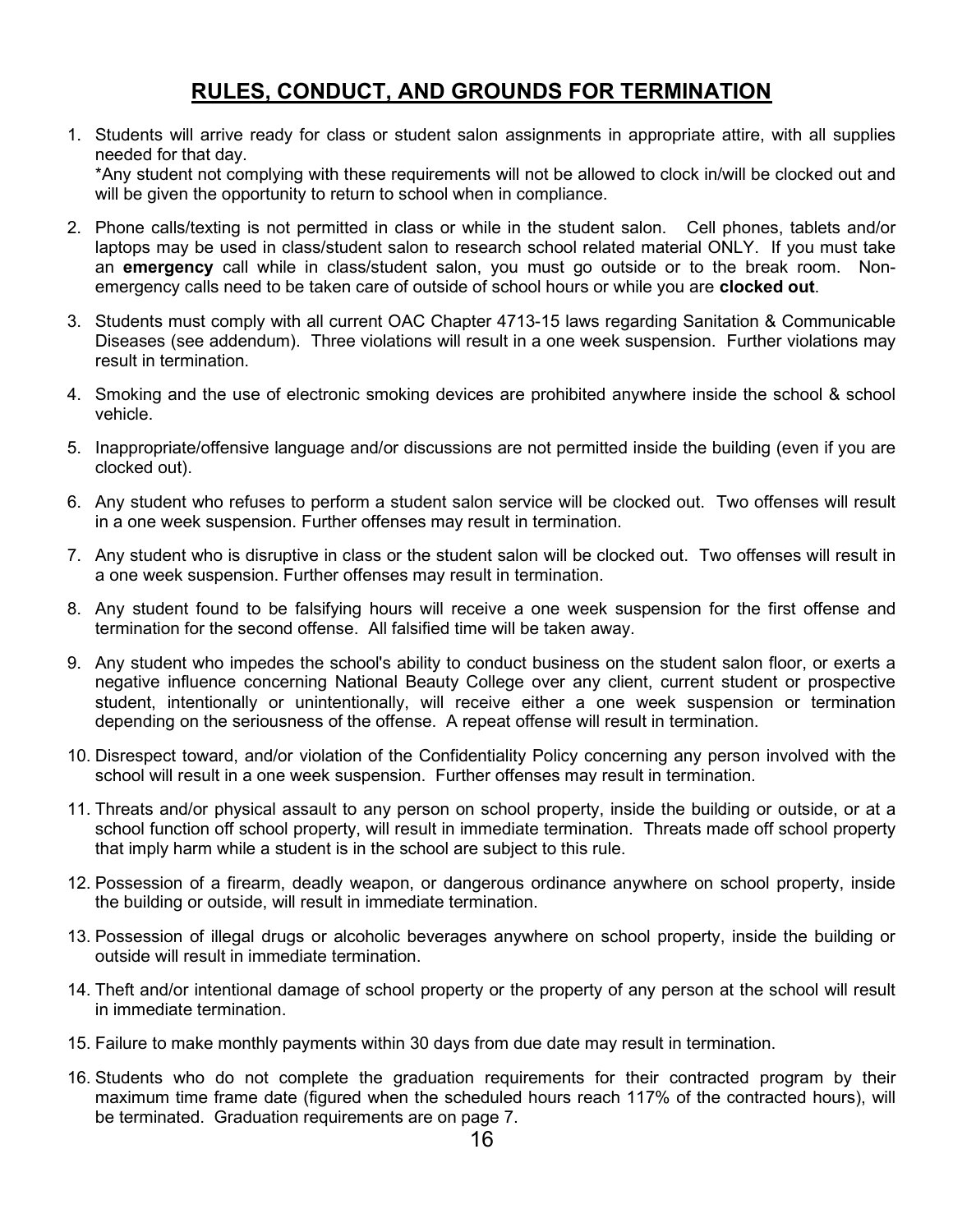## RULES, CONDUCT, AND GROUNDS FOR TERMINATION

1. Students will arrive ready for class or student salon assignments in appropriate attire, with all supplies needed for that day.
   *Any student not complying with these requirements will not be allowed to clock in/will be clocked out and will be given the opportunity to return to school when in compliance.

2. Phone calls/texting is not permitted in class or while in the student salon. Cell phones, tablets and/or laptops may be used in class/student salon to research school related material ONLY. If you must take an **emergency** call while in class/student salon, you must go outside or to the break room. Non-emergency calls need to be taken care of outside of school hours or while you are **clocked out**.

3. Students must comply with all current OAC Chapter 4713-15 laws regarding Sanitation & Communicable Diseases (see addendum). Three violations will result in a one week suspension. Further violations may result in termination.

4. Smoking and the use of electronic smoking devices are prohibited anywhere inside the school & school vehicle.

5. Inappropriate/offensive language and/or discussions are not permitted inside the building (even if you are clocked out).

6. Any student who refuses to perform a student salon service will be clocked out. Two offenses will result in a one week suspension. Further offenses may result in termination.

7. Any student who is disruptive in class or the student salon will be clocked out. Two offenses will result in a one week suspension. Further offenses may result in termination.

8. Any student found to be falsifying hours will receive a one week suspension for the first offense and termination for the second offense. All falsified time will be taken away.

9. Any student who impedes the school's ability to conduct business on the student salon floor, or exerts a negative influence concerning National Beauty College over any client, current student or prospective student, intentionally or unintentionally, will receive either a one week suspension or termination depending on the seriousness of the offense. A repeat offense will result in termination.

10. Disrespect toward, and/or violation of the Confidentiality Policy concerning any person involved with the school will result in a one week suspension. Further offenses may result in termination.

11. Threats and/or physical assault to any person on school property, inside the building or outside, or at a school function off school property, will result in immediate termination. Threats made off school property that imply harm while a student is in the school are subject to this rule.

12. Possession of a firearm, deadly weapon, or dangerous ordinance anywhere on school property, inside the building or outside, will result in immediate termination.

13. Possession of illegal drugs or alcoholic beverages anywhere on school property, inside the building or outside will result in immediate termination.

14. Theft and/or intentional damage of school property or the property of any person at the school will result in immediate termination.

15. Failure to make monthly payments within 30 days from due date may result in termination.

16. Students who do not complete the graduation requirements for their contracted program by their maximum time frame date (figured when the scheduled hours reach 117% of the contracted hours), will be terminated. Graduation requirements are on page 7.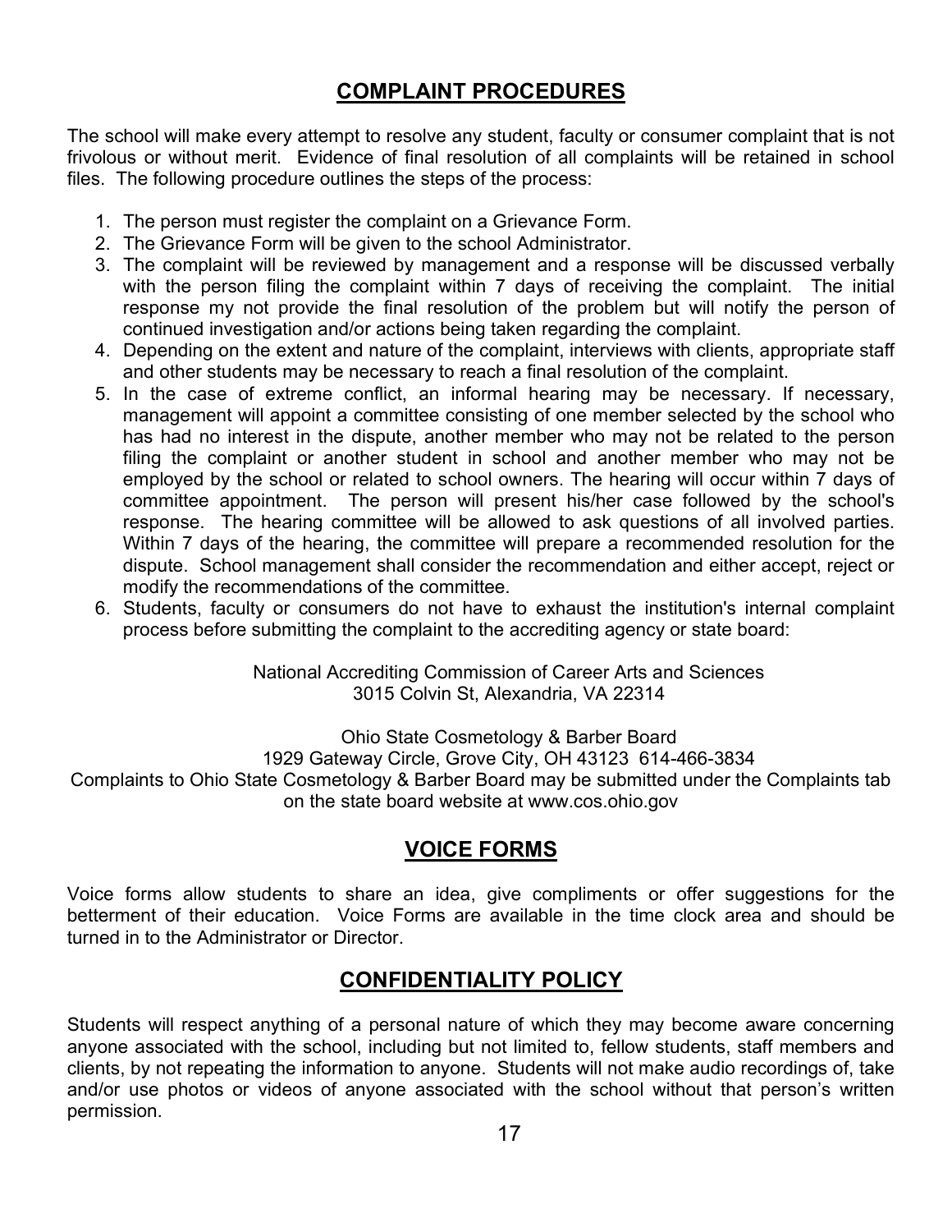## COMPLAINT PROCEDURES

The school will make every attempt to resolve any student, faculty or consumer complaint that is not frivolous or without merit. Evidence of final resolution of all complaints will be retained in school files. The following procedure outlines the steps of the process:

1. The person must register the complaint on a Grievance Form.
2. The Grievance Form will be given to the school Administrator.
3. The complaint will be reviewed by management and a response will be discussed verbally with the person filing the complaint within 7 days of receiving the complaint. The initial response my not provide the final resolution of the problem but will notify the person of continued investigation and/or actions being taken regarding the complaint.
4. Depending on the extent and nature of the complaint, interviews with clients, appropriate staff and other students may be necessary to reach a final resolution of the complaint.
5. In the case of extreme conflict, an informal hearing may be necessary. If necessary, management will appoint a committee consisting of one member selected by the school who has had no interest in the dispute, another member who may not be related to the person filing the complaint or another student in school and another member who may not be employed by the school or related to school owners. The hearing will occur within 7 days of committee appointment. The person will present his/her case followed by the school's response. The hearing committee will be allowed to ask questions of all involved parties. Within 7 days of the hearing, the committee will prepare a recommended resolution for the dispute. School management shall consider the recommendation and either accept, reject or modify the recommendations of the committee.
6. Students, faculty or consumers do not have to exhaust the institution's internal complaint process before submitting the complaint to the accrediting agency or state board:

National Accrediting Commission of Career Arts and Sciences
3015 Colvin St, Alexandria, VA 22314

Ohio State Cosmetology & Barber Board
1929 Gateway Circle, Grove City, OH 43123 614-466-3834
Complaints to Ohio State Cosmetology & Barber Board may be submitted under the Complaints tab on the state board website at www.cos.ohio.gov

## VOICE FORMS

Voice forms allow students to share an idea, give compliments or offer suggestions for the betterment of their education. Voice Forms are available in the time clock area and should be turned in to the Administrator or Director.

## CONFIDENTIALITY POLICY

Students will respect anything of a personal nature of which they may become aware concerning anyone associated with the school, including but not limited to, fellow students, staff members and clients, by not repeating the information to anyone. Students will not make audio recordings of, take and/or use photos or videos of anyone associated with the school without that person's written permission.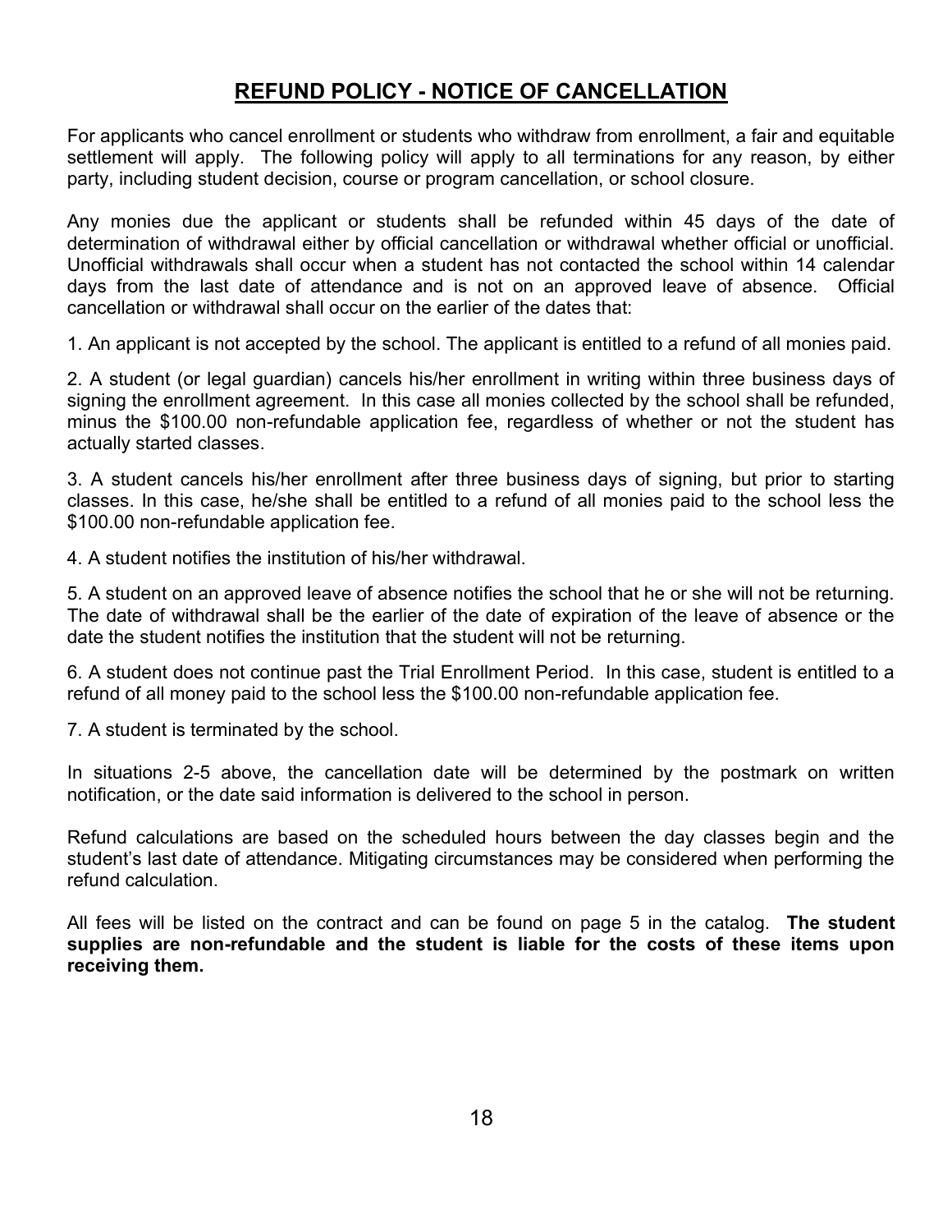# **REFUND POLICY - NOTICE OF CANCELLATION**

For applicants who cancel enrollment or students who withdraw from enrollment, a fair and equitable settlement will apply. The following policy will apply to all terminations for any reason, by either party, including student decision, course or program cancellation, or school closure.

Any monies due the applicant or students shall be refunded within 45 days of the date of determination of withdrawal either by official cancellation or withdrawal whether official or unofficial. Unofficial withdrawals shall occur when a student has not contacted the school within 14 calendar days from the last date of attendance and is not on an approved leave of absence. Official cancellation or withdrawal shall occur on the earlier of the dates that:

1. An applicant is not accepted by the school. The applicant is entitled to a refund of all monies paid.

2. A student (or legal guardian) cancels his/her enrollment in writing within three business days of signing the enrollment agreement. In this case all monies collected by the school shall be refunded, minus the $100.00 non-refundable application fee, regardless of whether or not the student has actually started classes.

3. A student cancels his/her enrollment after three business days of signing, but prior to starting classes. In this case, he/she shall be entitled to a refund of all monies paid to the school less the $100.00 non-refundable application fee.

4. A student notifies the institution of his/her withdrawal.

5. A student on an approved leave of absence notifies the school that he or she will not be returning. The date of withdrawal shall be the earlier of the date of expiration of the leave of absence or the date the student notifies the institution that the student will not be returning.

6. A student does not continue past the Trial Enrollment Period. In this case, student is entitled to a refund of all money paid to the school less the $100.00 non-refundable application fee.

7. A student is terminated by the school.

In situations 2-5 above, the cancellation date will be determined by the postmark on written notification, or the date said information is delivered to the school in person.

Refund calculations are based on the scheduled hours between the day classes begin and the student's last date of attendance. Mitigating circumstances may be considered when performing the refund calculation.

All fees will be listed on the contract and can be found on page 5 in the catalog. **The student supplies are non-refundable and the student is liable for the costs of these items upon receiving them.**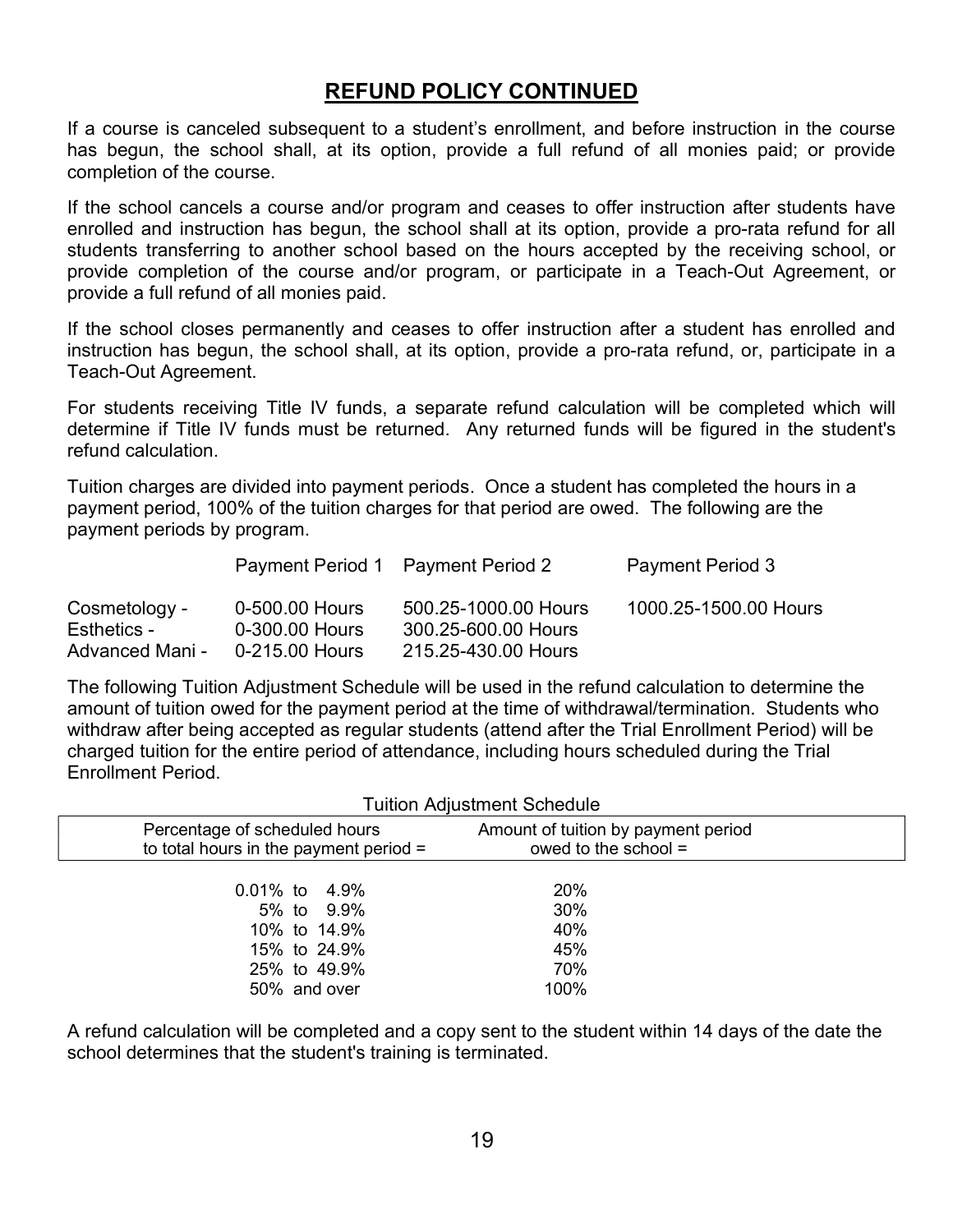## REFUND POLICY CONTINUED

If a course is canceled subsequent to a student's enrollment, and before instruction in the course has begun, the school shall, at its option, provide a full refund of all monies paid; or provide completion of the course.

If the school cancels a course and/or program and ceases to offer instruction after students have enrolled and instruction has begun, the school shall at its option, provide a pro-rata refund for all students transferring to another school based on the hours accepted by the receiving school, or provide completion of the course and/or program, or participate in a Teach-Out Agreement, or provide a full refund of all monies paid.

If the school closes permanently and ceases to offer instruction after a student has enrolled and instruction has begun, the school shall, at its option, provide a pro-rata refund, or, participate in a Teach-Out Agreement.

For students receiving Title IV funds, a separate refund calculation will be completed which will determine if Title IV funds must be returned. Any returned funds will be figured in the student's refund calculation.

Tuition charges are divided into payment periods. Once a student has completed the hours in a payment period, 100% of the tuition charges for that period are owed. The following are the payment periods by program.

| | Payment Period 1 | Payment Period 2 | Payment Period 3 |
|---|---|---|---|
| Cosmetology - | 0-500.00 Hours | 500.25-1000.00 Hours | 1000.25-1500.00 Hours |
| Esthetics - | 0-300.00 Hours | 300.25-600.00 Hours | |
| Advanced Mani - | 0-215.00 Hours | 215.25-430.00 Hours | |

The following Tuition Adjustment Schedule will be used in the refund calculation to determine the amount of tuition owed for the payment period at the time of withdrawal/termination. Students who withdraw after being accepted as regular students (attend after the Trial Enrollment Period) will be charged tuition for the entire period of attendance, including hours scheduled during the Trial Enrollment Period.

Tuition Adjustment Schedule

| Percentage of scheduled hours to total hours in the payment period = | Amount of tuition by payment period owed to the school = |
|---|---|
| 0.01% to 4.9% | 20% |
| 5% to 9.9% | 30% |
| 10% to 14.9% | 40% |
| 15% to 24.9% | 45% |
| 25% to 49.9% | 70% |
| 50% and over | 100% |

A refund calculation will be completed and a copy sent to the student within 14 days of the date the school determines that the student's training is terminated.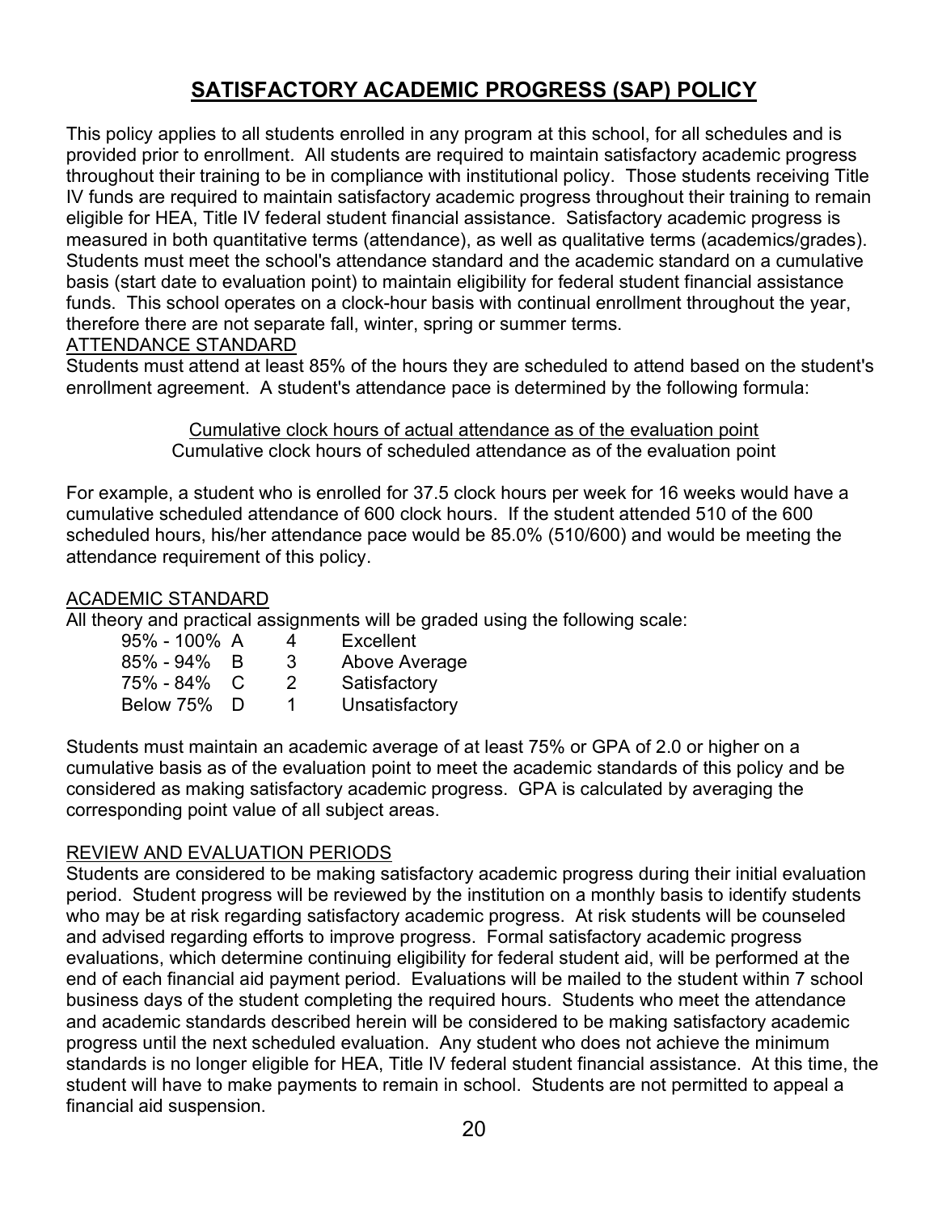# SATISFACTORY ACADEMIC PROGRESS (SAP) POLICY

This policy applies to all students enrolled in any program at this school, for all schedules and is provided prior to enrollment. All students are required to maintain satisfactory academic progress throughout their training to be in compliance with institutional policy. Those students receiving Title IV funds are required to maintain satisfactory academic progress throughout their training to remain eligible for HEA, Title IV federal student financial assistance. Satisfactory academic progress is measured in both quantitative terms (attendance), as well as qualitative terms (academics/grades). Students must meet the school's attendance standard and the academic standard on a cumulative basis (start date to evaluation point) to maintain eligibility for federal student financial assistance funds. This school operates on a clock-hour basis with continual enrollment throughout the year, therefore there are not separate fall, winter, spring or summer terms.

## ATTENDANCE STANDARD

Students must attend at least 85% of the hours they are scheduled to attend based on the student's enrollment agreement. A student's attendance pace is determined by the following formula:

$$\frac{\text{Cumulative clock hours of actual attendance as of the evaluation point}}{\text{Cumulative clock hours of scheduled attendance as of the evaluation point}}$$

For example, a student who is enrolled for 37.5 clock hours per week for 16 weeks would have a cumulative scheduled attendance of 600 clock hours. If the student attended 510 of the 600 scheduled hours, his/her attendance pace would be 85.0% (510/600) and would be meeting the attendance requirement of this policy.

## ACADEMIC STANDARD

All theory and practical assignments will be graded using the following scale:

| | | | |
|---|---|---|---|
| 95% - 100% | A | 4 | Excellent |
| 85% - 94% | B | 3 | Above Average |
| 75% - 84% | C | 2 | Satisfactory |
| Below 75% | D | 1 | Unsatisfactory |

Students must maintain an academic average of at least 75% or GPA of 2.0 or higher on a cumulative basis as of the evaluation point to meet the academic standards of this policy and be considered as making satisfactory academic progress. GPA is calculated by averaging the corresponding point value of all subject areas.

## REVIEW AND EVALUATION PERIODS

Students are considered to be making satisfactory academic progress during their initial evaluation period. Student progress will be reviewed by the institution on a monthly basis to identify students who may be at risk regarding satisfactory academic progress. At risk students will be counseled and advised regarding efforts to improve progress. Formal satisfactory academic progress evaluations, which determine continuing eligibility for federal student aid, will be performed at the end of each financial aid payment period. Evaluations will be mailed to the student within 7 school business days of the student completing the required hours. Students who meet the attendance and academic standards described herein will be considered to be making satisfactory academic progress until the next scheduled evaluation. Any student who does not achieve the minimum standards is no longer eligible for HEA, Title IV federal student financial assistance. At this time, the student will have to make payments to remain in school. Students are not permitted to appeal a financial aid suspension.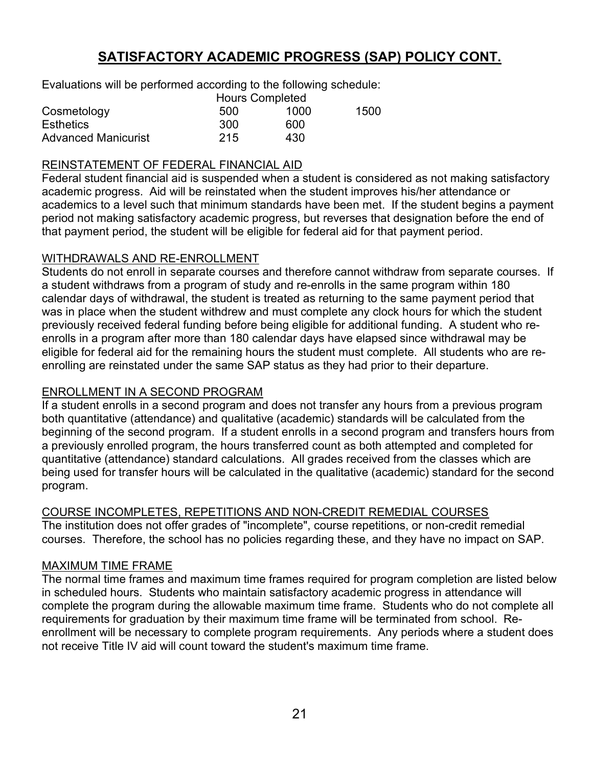# SATISFACTORY ACADEMIC PROGRESS (SAP) POLICY CONT.

Evaluations will be performed according to the following schedule:

| | Hours Completed | | |
|---|---|---|---|
| Cosmetology | 500 | 1000 | 1500 |
| Esthetics | 300 | 600 | |
| Advanced Manicurist | 215 | 430 | |

## REINSTATEMENT OF FEDERAL FINANCIAL AID

Federal student financial aid is suspended when a student is considered as not making satisfactory academic progress. Aid will be reinstated when the student improves his/her attendance or academics to a level such that minimum standards have been met. If the student begins a payment period not making satisfactory academic progress, but reverses that designation before the end of that payment period, the student will be eligible for federal aid for that payment period.

## WITHDRAWALS AND RE-ENROLLMENT

Students do not enroll in separate courses and therefore cannot withdraw from separate courses. If a student withdraws from a program of study and re-enrolls in the same program within 180 calendar days of withdrawal, the student is treated as returning to the same payment period that was in place when the student withdrew and must complete any clock hours for which the student previously received federal funding before being eligible for additional funding. A student who re-enrolls in a program after more than 180 calendar days have elapsed since withdrawal may be eligible for federal aid for the remaining hours the student must complete. All students who are re-enrolling are reinstated under the same SAP status as they had prior to their departure.

## ENROLLMENT IN A SECOND PROGRAM

If a student enrolls in a second program and does not transfer any hours from a previous program both quantitative (attendance) and qualitative (academic) standards will be calculated from the beginning of the second program. If a student enrolls in a second program and transfers hours from a previously enrolled program, the hours transferred count as both attempted and completed for quantitative (attendance) standard calculations. All grades received from the classes which are being used for transfer hours will be calculated in the qualitative (academic) standard for the second program.

## COURSE INCOMPLETES, REPETITIONS AND NON-CREDIT REMEDIAL COURSES

The institution does not offer grades of "incomplete", course repetitions, or non-credit remedial courses. Therefore, the school has no policies regarding these, and they have no impact on SAP.

## MAXIMUM TIME FRAME

The normal time frames and maximum time frames required for program completion are listed below in scheduled hours. Students who maintain satisfactory academic progress in attendance will complete the program during the allowable maximum time frame. Students who do not complete all requirements for graduation by their maximum time frame will be terminated from school. Re-enrollment will be necessary to complete program requirements. Any periods where a student does not receive Title IV aid will count toward the student's maximum time frame.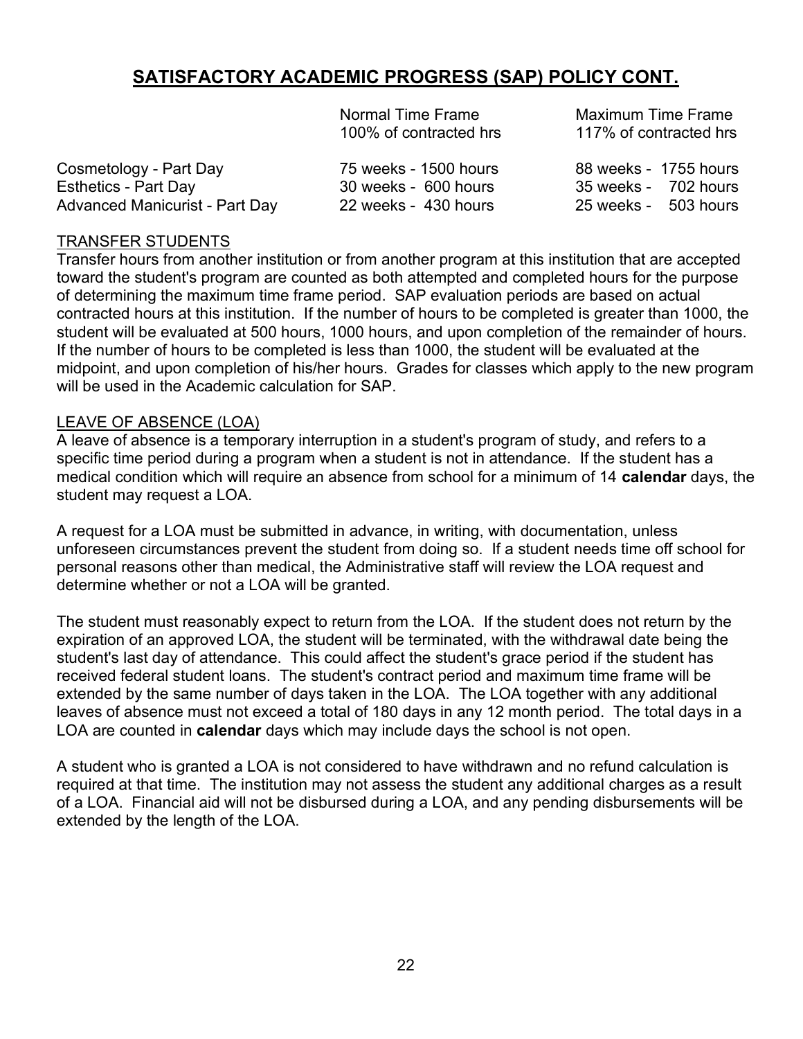## SATISFACTORY ACADEMIC PROGRESS (SAP) POLICY CONT.

| | Normal Time Frame<br>100% of contracted hrs | Maximum Time Frame<br>117% of contracted hrs |
|---|---|---|
| Cosmetology - Part Day | 75 weeks - 1500 hours | 88 weeks - 1755 hours |
| Esthetics - Part Day | 30 weeks - 600 hours | 35 weeks - 702 hours |
| Advanced Manicurist - Part Day | 22 weeks - 430 hours | 25 weeks - 503 hours |

TRANSFER STUDENTS

Transfer hours from another institution or from another program at this institution that are accepted toward the student's program are counted as both attempted and completed hours for the purpose of determining the maximum time frame period. SAP evaluation periods are based on actual contracted hours at this institution. If the number of hours to be completed is greater than 1000, the student will be evaluated at 500 hours, 1000 hours, and upon completion of the remainder of hours. If the number of hours to be completed is less than 1000, the student will be evaluated at the midpoint, and upon completion of his/her hours. Grades for classes which apply to the new program will be used in the Academic calculation for SAP.

LEAVE OF ABSENCE (LOA)

A leave of absence is a temporary interruption in a student's program of study, and refers to a specific time period during a program when a student is not in attendance. If the student has a medical condition which will require an absence from school for a minimum of 14 **calendar** days, the student may request a LOA.

A request for a LOA must be submitted in advance, in writing, with documentation, unless unforeseen circumstances prevent the student from doing so. If a student needs time off school for personal reasons other than medical, the Administrative staff will review the LOA request and determine whether or not a LOA will be granted.

The student must reasonably expect to return from the LOA. If the student does not return by the expiration of an approved LOA, the student will be terminated, with the withdrawal date being the student's last day of attendance. This could affect the student's grace period if the student has received federal student loans. The student's contract period and maximum time frame will be extended by the same number of days taken in the LOA. The LOA together with any additional leaves of absence must not exceed a total of 180 days in any 12 month period. The total days in a LOA are counted in **calendar** days which may include days the school is not open.

A student who is granted a LOA is not considered to have withdrawn and no refund calculation is required at that time. The institution may not assess the student any additional charges as a result of a LOA. Financial aid will not be disbursed during a LOA, and any pending disbursements will be extended by the length of the LOA.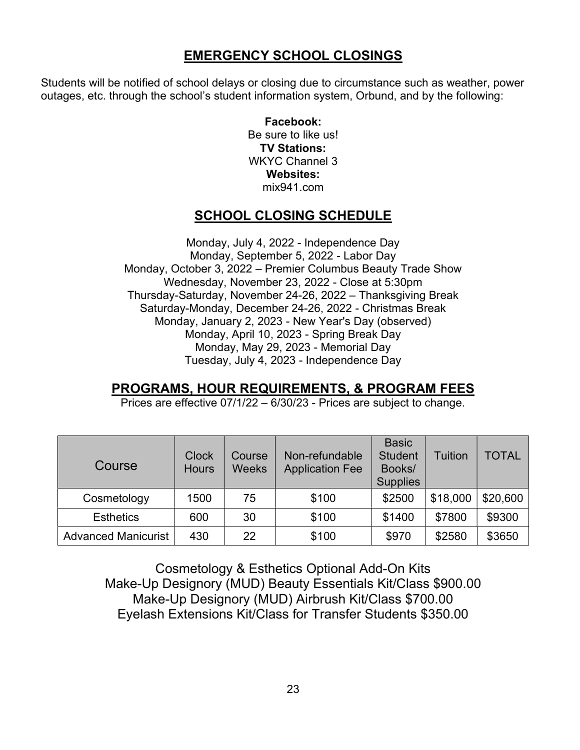## EMERGENCY SCHOOL CLOSINGS

Students will be notified of school delays or closing due to circumstance such as weather, power outages, etc. through the school's student information system, Orbund, and by the following:

**Facebook:**
Be sure to like us!
**TV Stations:**
WKYC Channel 3
**Websites:**
mix941.com

## SCHOOL CLOSING SCHEDULE

Monday, July 4, 2022 - Independence Day
Monday, September 5, 2022 - Labor Day
Monday, October 3, 2022 – Premier Columbus Beauty Trade Show
Wednesday, November 23, 2022 - Close at 5:30pm
Thursday-Saturday, November 24-26, 2022 – Thanksgiving Break
Saturday-Monday, December 24-26, 2022 - Christmas Break
Monday, January 2, 2023 - New Year's Day (observed)
Monday, April 10, 2023 - Spring Break Day
Monday, May 29, 2023 - Memorial Day
Tuesday, July 4, 2023 - Independence Day

## PROGRAMS, HOUR REQUIREMENTS, & PROGRAM FEES

Prices are effective 07/1/22 – 6/30/23 - Prices are subject to change.

| Course | Clock Hours | Course Weeks | Non-refundable Application Fee | Basic Student Books/ Supplies | Tuition | TOTAL |
|---|---|---|---|---|---|---|
| Cosmetology | 1500 | 75 | $100 | $2500 | $18,000 | $20,600 |
| Esthetics | 600 | 30 | $100 | $1400 | $7800 | $9300 |
| Advanced Manicurist | 430 | 22 | $100 | $970 | $2580 | $3650 |

Cosmetology & Esthetics Optional Add-On Kits
Make-Up Designory (MUD) Beauty Essentials Kit/Class $900.00
Make-Up Designory (MUD) Airbrush Kit/Class $700.00
Eyelash Extensions Kit/Class for Transfer Students $350.00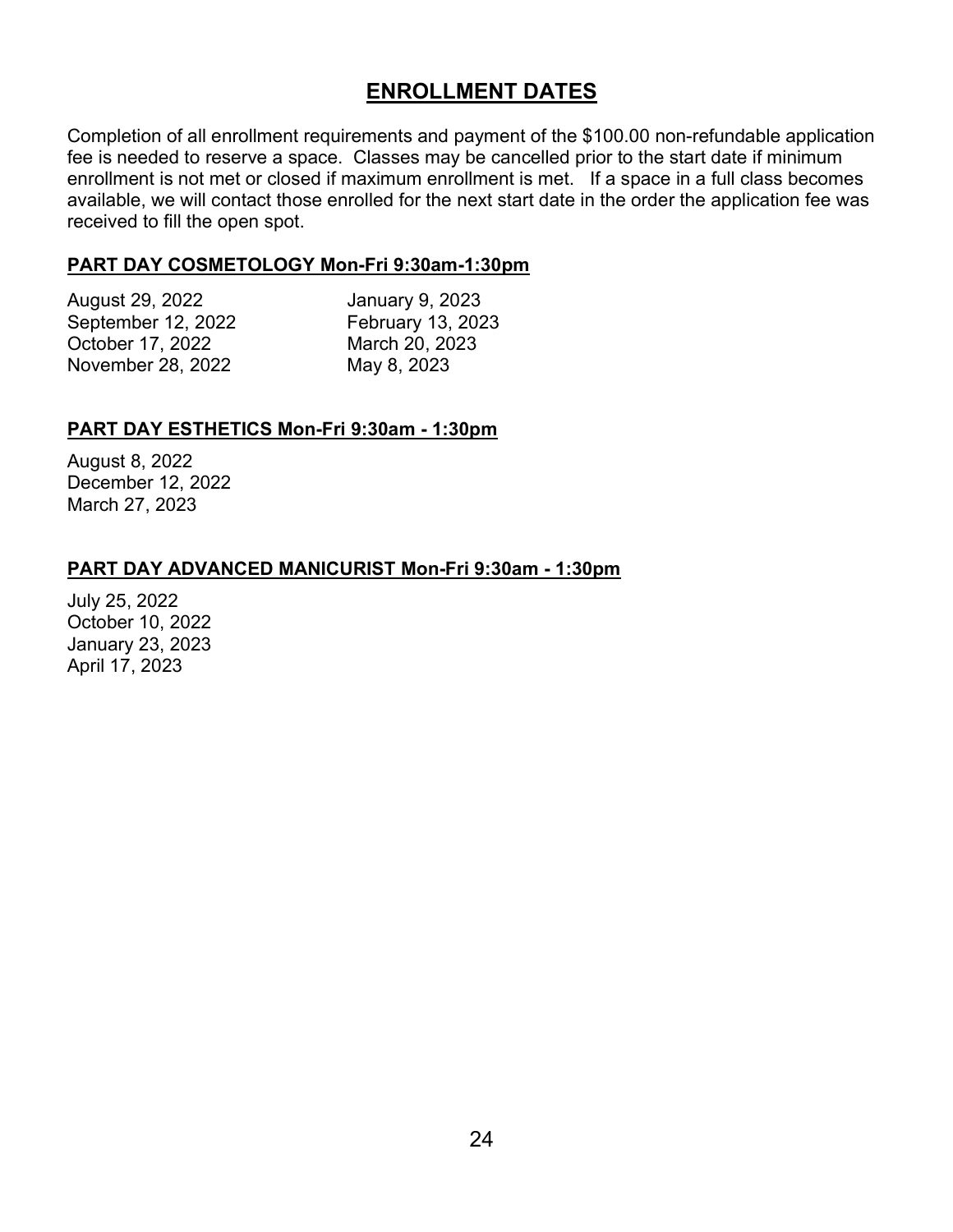# ENROLLMENT DATES

Completion of all enrollment requirements and payment of the $100.00 non-refundable application fee is needed to reserve a space. Classes may be cancelled prior to the start date if minimum enrollment is not met or closed if maximum enrollment is met. If a space in a full class becomes available, we will contact those enrolled for the next start date in the order the application fee was received to fill the open spot.

## PART DAY COSMETOLOGY Mon-Fri 9:30am-1:30pm

August 29, 2022
September 12, 2022
October 17, 2022
November 28, 2022
January 9, 2023
February 13, 2023
March 20, 2023
May 8, 2023

## PART DAY ESTHETICS Mon-Fri 9:30am - 1:30pm

August 8, 2022
December 12, 2022
March 27, 2023

## PART DAY ADVANCED MANICURIST Mon-Fri 9:30am - 1:30pm

July 25, 2022
October 10, 2022
January 23, 2023
April 17, 2023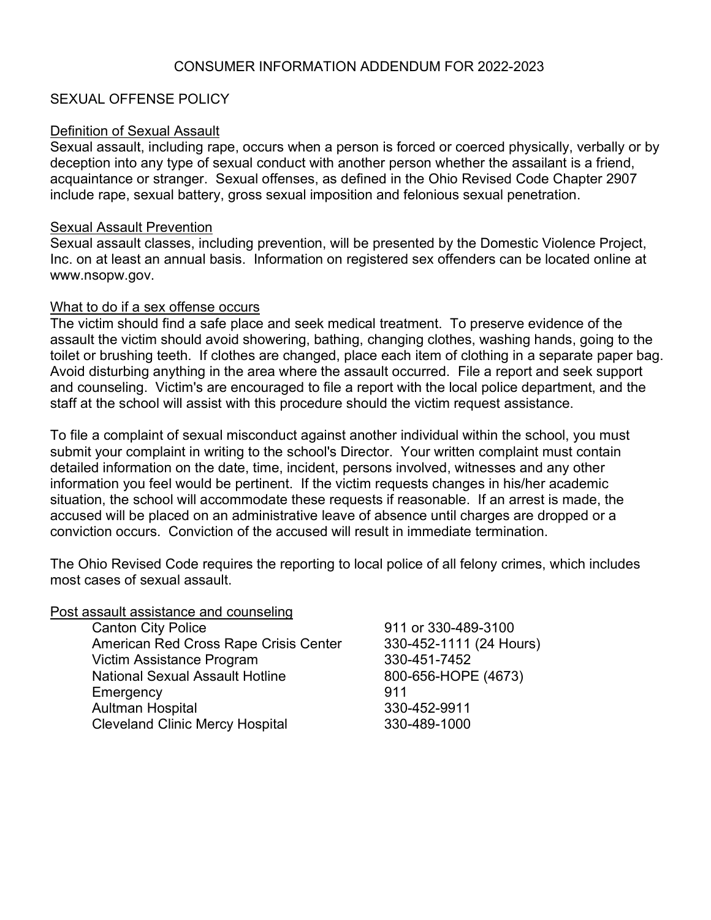# CONSUMER INFORMATION ADDENDUM FOR 2022-2023

## SEXUAL OFFENSE POLICY

### Definition of Sexual Assault

Sexual assault, including rape, occurs when a person is forced or coerced physically, verbally or by deception into any type of sexual conduct with another person whether the assailant is a friend, acquaintance or stranger. Sexual offenses, as defined in the Ohio Revised Code Chapter 2907 include rape, sexual battery, gross sexual imposition and felonious sexual penetration.

### Sexual Assault Prevention

Sexual assault classes, including prevention, will be presented by the Domestic Violence Project, Inc. on at least an annual basis. Information on registered sex offenders can be located online at www.nsopw.gov.

### What to do if a sex offense occurs

The victim should find a safe place and seek medical treatment. To preserve evidence of the assault the victim should avoid showering, bathing, changing clothes, washing hands, going to the toilet or brushing teeth. If clothes are changed, place each item of clothing in a separate paper bag. Avoid disturbing anything in the area where the assault occurred. File a report and seek support and counseling. Victim's are encouraged to file a report with the local police department, and the staff at the school will assist with this procedure should the victim request assistance.

To file a complaint of sexual misconduct against another individual within the school, you must submit your complaint in writing to the school's Director. Your written complaint must contain detailed information on the date, time, incident, persons involved, witnesses and any other information you feel would be pertinent. If the victim requests changes in his/her academic situation, the school will accommodate these requests if reasonable. If an arrest is made, the accused will be placed on an administrative leave of absence until charges are dropped or a conviction occurs. Conviction of the accused will result in immediate termination.

The Ohio Revised Code requires the reporting to local police of all felony crimes, which includes most cases of sexual assault.

### Post assault assistance and counseling

| | |
|---|---|
| Canton City Police | 911 or 330-489-3100 |
| American Red Cross Rape Crisis Center | 330-452-1111 (24 Hours) |
| Victim Assistance Program | 330-451-7452 |
| National Sexual Assault Hotline | 800-656-HOPE (4673) |
| Emergency | 911 |
| Aultman Hospital | 330-452-9911 |
| Cleveland Clinic Mercy Hospital | 330-489-1000 |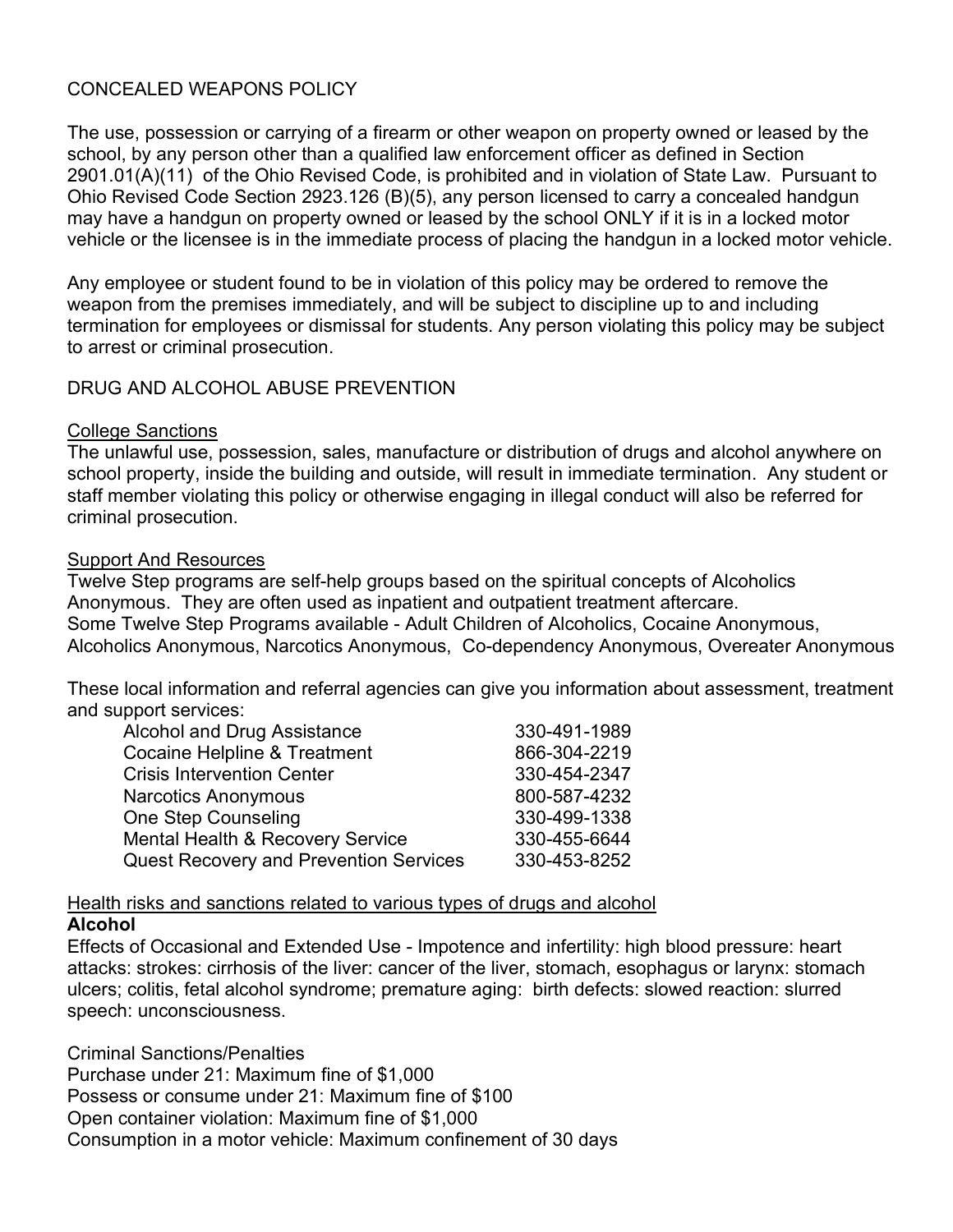## CONCEALED WEAPONS POLICY

The use, possession or carrying of a firearm or other weapon on property owned or leased by the school, by any person other than a qualified law enforcement officer as defined in Section 2901.01(A)(11) of the Ohio Revised Code, is prohibited and in violation of State Law. Pursuant to Ohio Revised Code Section 2923.126 (B)(5), any person licensed to carry a concealed handgun may have a handgun on property owned or leased by the school ONLY if it is in a locked motor vehicle or the licensee is in the immediate process of placing the handgun in a locked motor vehicle.

Any employee or student found to be in violation of this policy may be ordered to remove the weapon from the premises immediately, and will be subject to discipline up to and including termination for employees or dismissal for students. Any person violating this policy may be subject to arrest or criminal prosecution.

## DRUG AND ALCOHOL ABUSE PREVENTION

### College Sanctions

The unlawful use, possession, sales, manufacture or distribution of drugs and alcohol anywhere on school property, inside the building and outside, will result in immediate termination. Any student or staff member violating this policy or otherwise engaging in illegal conduct will also be referred for criminal prosecution.

### Support And Resources

Twelve Step programs are self-help groups based on the spiritual concepts of Alcoholics Anonymous. They are often used as inpatient and outpatient treatment aftercare.
Some Twelve Step Programs available - Adult Children of Alcoholics, Cocaine Anonymous, Alcoholics Anonymous, Narcotics Anonymous, Co-dependency Anonymous, Overeater Anonymous

These local information and referral agencies can give you information about assessment, treatment and support services:

| Agency | Phone |
|---|---|
| Alcohol and Drug Assistance | 330-491-1989 |
| Cocaine Helpline & Treatment | 866-304-2219 |
| Crisis Intervention Center | 330-454-2347 |
| Narcotics Anonymous | 800-587-4232 |
| One Step Counseling | 330-499-1338 |
| Mental Health & Recovery Service | 330-455-6644 |
| Quest Recovery and Prevention Services | 330-453-8252 |

### Health risks and sanctions related to various types of drugs and alcohol

**Alcohol**

Effects of Occasional and Extended Use - Impotence and infertility: high blood pressure: heart attacks: strokes: cirrhosis of the liver: cancer of the liver, stomach, esophagus or larynx: stomach ulcers; colitis, fetal alcohol syndrome; premature aging: birth defects: slowed reaction: slurred speech: unconsciousness.

Criminal Sanctions/Penalties
Purchase under 21: Maximum fine of $1,000
Possess or consume under 21: Maximum fine of $100
Open container violation: Maximum fine of $1,000
Consumption in a motor vehicle: Maximum confinement of 30 days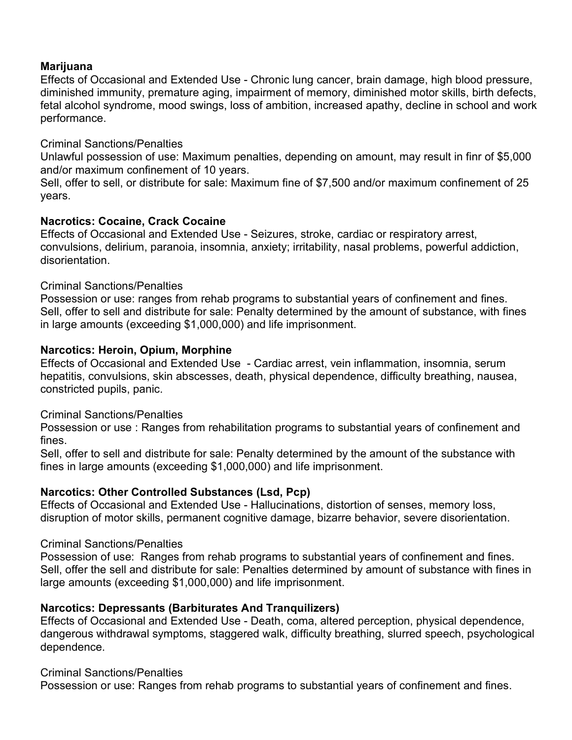**Marijuana**
Effects of Occasional and Extended Use - Chronic lung cancer, brain damage, high blood pressure, diminished immunity, premature aging, impairment of memory, diminished motor skills, birth defects, fetal alcohol syndrome, mood swings, loss of ambition, increased apathy, decline in school and work performance.

Criminal Sanctions/Penalties
Unlawful possession of use: Maximum penalties, depending on amount, may result in finr of $5,000 and/or maximum confinement of 10 years.
Sell, offer to sell, or distribute for sale: Maximum fine of $7,500 and/or maximum confinement of 25 years.

**Nacrotics: Cocaine, Crack Cocaine**
Effects of Occasional and Extended Use - Seizures, stroke, cardiac or respiratory arrest, convulsions, delirium, paranoia, insomnia, anxiety; irritability, nasal problems, powerful addiction, disorientation.

Criminal Sanctions/Penalties
Possession or use: ranges from rehab programs to substantial years of confinement and fines.
Sell, offer to sell and distribute for sale: Penalty determined by the amount of substance, with fines in large amounts (exceeding $1,000,000) and life imprisonment.

**Narcotics: Heroin, Opium, Morphine**
Effects of Occasional and Extended Use - Cardiac arrest, vein inflammation, insomnia, serum hepatitis, convulsions, skin abscesses, death, physical dependence, difficulty breathing, nausea, constricted pupils, panic.

Criminal Sanctions/Penalties
Possession or use : Ranges from rehabilitation programs to substantial years of confinement and fines.
Sell, offer to sell and distribute for sale: Penalty determined by the amount of the substance with fines in large amounts (exceeding $1,000,000) and life imprisonment.

**Narcotics: Other Controlled Substances (Lsd, Pcp)**
Effects of Occasional and Extended Use - Hallucinations, distortion of senses, memory loss, disruption of motor skills, permanent cognitive damage, bizarre behavior, severe disorientation.

Criminal Sanctions/Penalties
Possession of use: Ranges from rehab programs to substantial years of confinement and fines.
Sell, offer the sell and distribute for sale: Penalties determined by amount of substance with fines in large amounts (exceeding $1,000,000) and life imprisonment.

**Narcotics: Depressants (Barbiturates And Tranquilizers)**
Effects of Occasional and Extended Use - Death, coma, altered perception, physical dependence, dangerous withdrawal symptoms, staggered walk, difficulty breathing, slurred speech, psychological dependence.

Criminal Sanctions/Penalties
Possession or use: Ranges from rehab programs to substantial years of confinement and fines.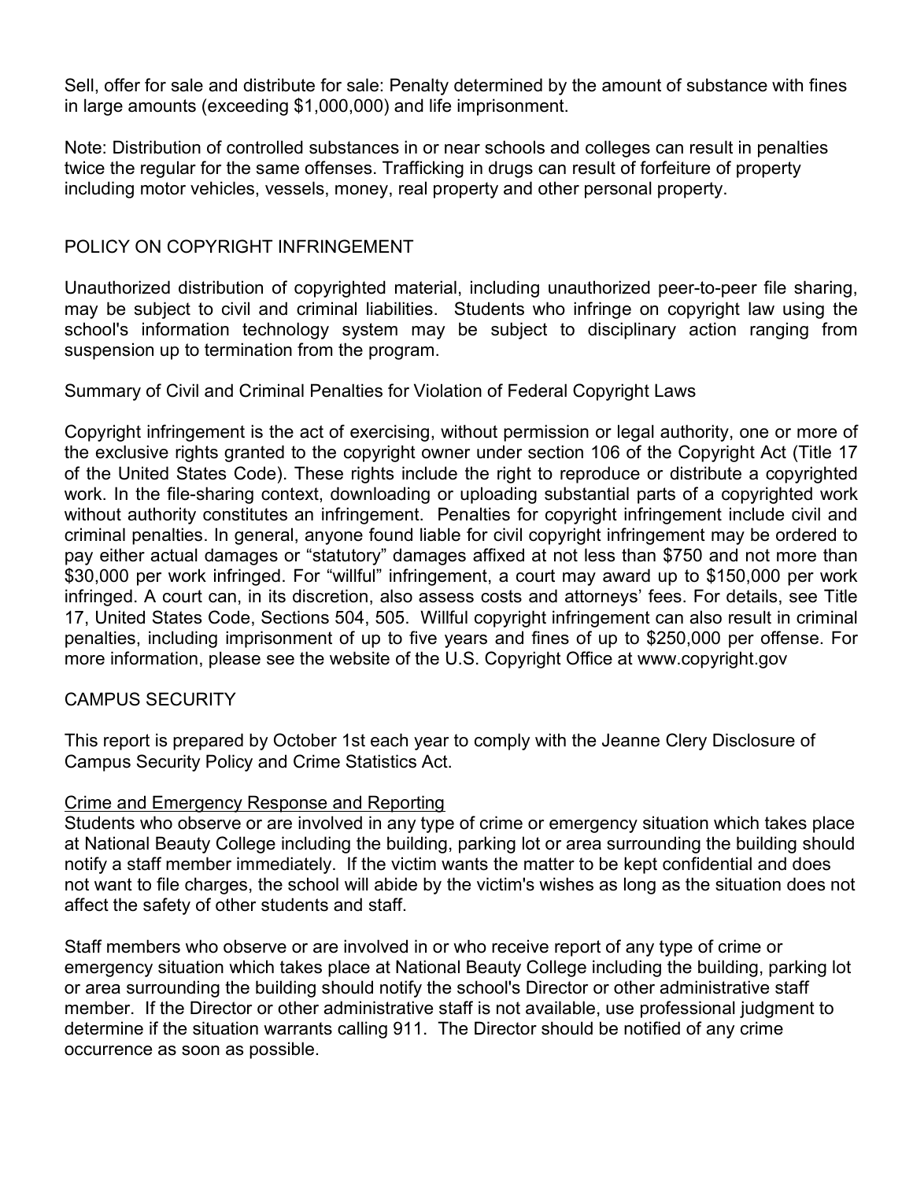Sell, offer for sale and distribute for sale: Penalty determined by the amount of substance with fines in large amounts (exceeding $1,000,000) and life imprisonment.

Note: Distribution of controlled substances in or near schools and colleges can result in penalties twice the regular for the same offenses. Trafficking in drugs can result of forfeiture of property including motor vehicles, vessels, money, real property and other personal property.

## POLICY ON COPYRIGHT INFRINGEMENT

Unauthorized distribution of copyrighted material, including unauthorized peer-to-peer file sharing, may be subject to civil and criminal liabilities. Students who infringe on copyright law using the school's information technology system may be subject to disciplinary action ranging from suspension up to termination from the program.

Summary of Civil and Criminal Penalties for Violation of Federal Copyright Laws

Copyright infringement is the act of exercising, without permission or legal authority, one or more of the exclusive rights granted to the copyright owner under section 106 of the Copyright Act (Title 17 of the United States Code). These rights include the right to reproduce or distribute a copyrighted work. In the file-sharing context, downloading or uploading substantial parts of a copyrighted work without authority constitutes an infringement. Penalties for copyright infringement include civil and criminal penalties. In general, anyone found liable for civil copyright infringement may be ordered to pay either actual damages or "statutory" damages affixed at not less than $750 and not more than $30,000 per work infringed. For "willful" infringement, a court may award up to $150,000 per work infringed. A court can, in its discretion, also assess costs and attorneys' fees. For details, see Title 17, United States Code, Sections 504, 505. Willful copyright infringement can also result in criminal penalties, including imprisonment of up to five years and fines of up to $250,000 per offense. For more information, please see the website of the U.S. Copyright Office at www.copyright.gov

## CAMPUS SECURITY

This report is prepared by October 1st each year to comply with the Jeanne Clery Disclosure of Campus Security Policy and Crime Statistics Act.

### Crime and Emergency Response and Reporting

Students who observe or are involved in any type of crime or emergency situation which takes place at National Beauty College including the building, parking lot or area surrounding the building should notify a staff member immediately. If the victim wants the matter to be kept confidential and does not want to file charges, the school will abide by the victim's wishes as long as the situation does not affect the safety of other students and staff.

Staff members who observe or are involved in or who receive report of any type of crime or emergency situation which takes place at National Beauty College including the building, parking lot or area surrounding the building should notify the school's Director or other administrative staff member. If the Director or other administrative staff is not available, use professional judgment to determine if the situation warrants calling 911. The Director should be notified of any crime occurrence as soon as possible.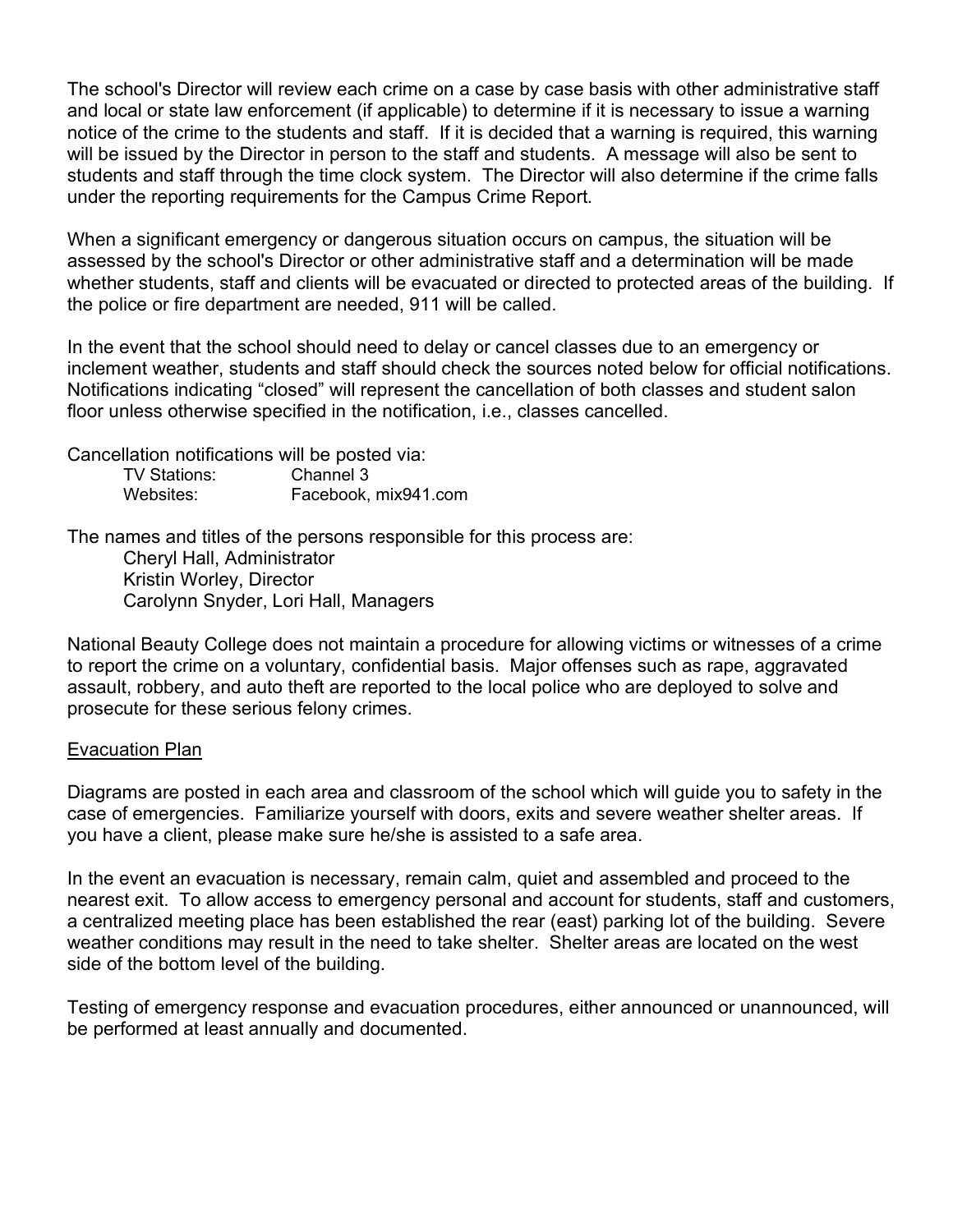The school's Director will review each crime on a case by case basis with other administrative staff and local or state law enforcement (if applicable) to determine if it is necessary to issue a warning notice of the crime to the students and staff. If it is decided that a warning is required, this warning will be issued by the Director in person to the staff and students. A message will also be sent to students and staff through the time clock system. The Director will also determine if the crime falls under the reporting requirements for the Campus Crime Report.

When a significant emergency or dangerous situation occurs on campus, the situation will be assessed by the school's Director or other administrative staff and a determination will be made whether students, staff and clients will be evacuated or directed to protected areas of the building. If the police or fire department are needed, 911 will be called.

In the event that the school should need to delay or cancel classes due to an emergency or inclement weather, students and staff should check the sources noted below for official notifications. Notifications indicating "closed" will represent the cancellation of both classes and student salon floor unless otherwise specified in the notification, i.e., classes cancelled.

Cancellation notifications will be posted via:

| | |
|---|---|
| TV Stations: | Channel 3 |
| Websites: | Facebook, mix941.com |

The names and titles of the persons responsible for this process are:

Cheryl Hall, Administrator
Kristin Worley, Director
Carolynn Snyder, Lori Hall, Managers

National Beauty College does not maintain a procedure for allowing victims or witnesses of a crime to report the crime on a voluntary, confidential basis. Major offenses such as rape, aggravated assault, robbery, and auto theft are reported to the local police who are deployed to solve and prosecute for these serious felony crimes.

## Evacuation Plan

Diagrams are posted in each area and classroom of the school which will guide you to safety in the case of emergencies. Familiarize yourself with doors, exits and severe weather shelter areas. If you have a client, please make sure he/she is assisted to a safe area.

In the event an evacuation is necessary, remain calm, quiet and assembled and proceed to the nearest exit. To allow access to emergency personal and account for students, staff and customers, a centralized meeting place has been established the rear (east) parking lot of the building. Severe weather conditions may result in the need to take shelter. Shelter areas are located on the west side of the bottom level of the building.

Testing of emergency response and evacuation procedures, either announced or unannounced, will be performed at least annually and documented.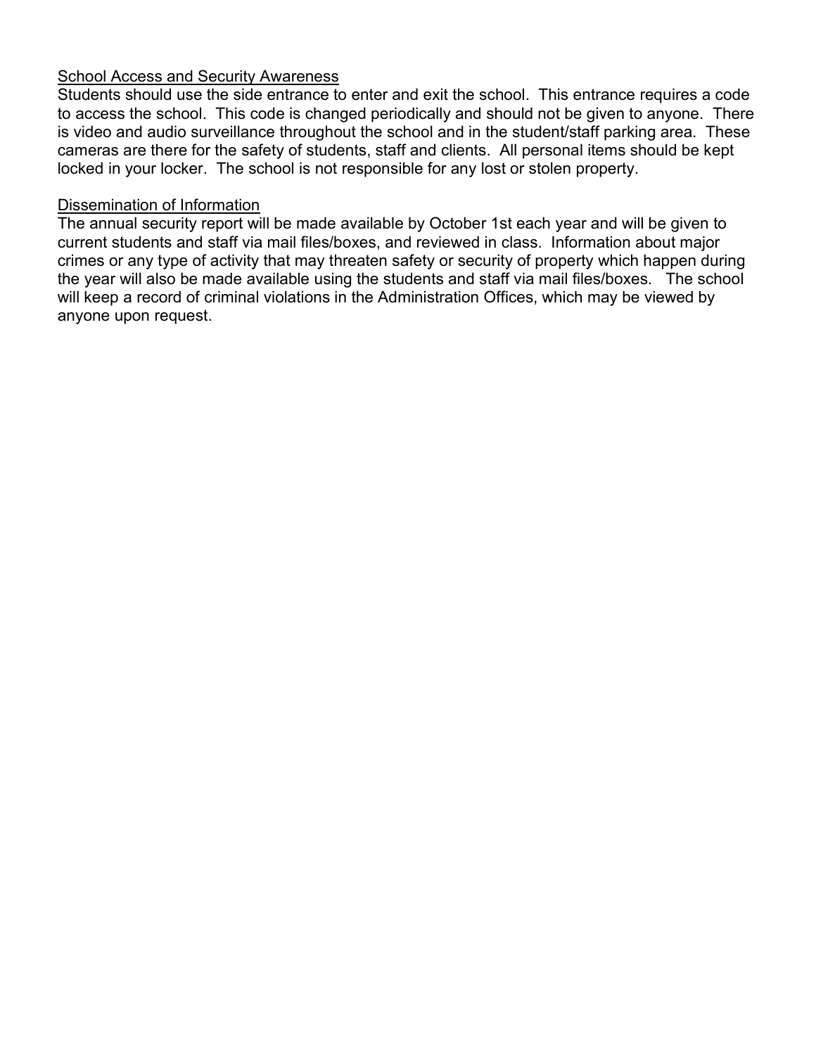<u>School Access and Security Awareness</u>

Students should use the side entrance to enter and exit the school. This entrance requires a code to access the school. This code is changed periodically and should not be given to anyone. There is video and audio surveillance throughout the school and in the student/staff parking area. These cameras are there for the safety of students, staff and clients. All personal items should be kept locked in your locker. The school is not responsible for any lost or stolen property.

<u>Dissemination of Information</u>

The annual security report will be made available by October 1st each year and will be given to current students and staff via mail files/boxes, and reviewed in class. Information about major crimes or any type of activity that may threaten safety or security of property which happen during the year will also be made available using the students and staff via mail files/boxes. The school will keep a record of criminal violations in the Administration Offices, which may be viewed by anyone upon request.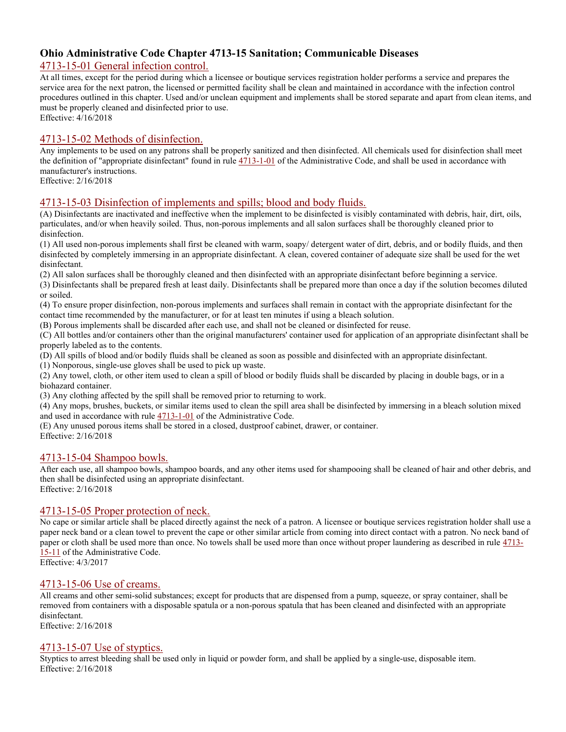# Ohio Administrative Code Chapter 4713-15 Sanitation; Communicable Diseases

## 4713-15-01 General infection control.

At all times, except for the period during which a licensee or boutique services registration holder performs a service and prepares the service area for the next patron, the licensed or permitted facility shall be clean and maintained in accordance with the infection control procedures outlined in this chapter. Used and/or unclean equipment and implements shall be stored separate and apart from clean items, and must be properly cleaned and disinfected prior to use.

Effective: 4/16/2018

## 4713-15-02 Methods of disinfection.

Any implements to be used on any patrons shall be properly sanitized and then disinfected. All chemicals used for disinfection shall meet the definition of "appropriate disinfectant" found in rule 4713-1-01 of the Administrative Code, and shall be used in accordance with manufacturer's instructions.

Effective: 2/16/2018

## 4713-15-03 Disinfection of implements and spills; blood and body fluids.

(A) Disinfectants are inactivated and ineffective when the implement to be disinfected is visibly contaminated with debris, hair, dirt, oils, particulates, and/or when heavily soiled. Thus, non-porous implements and all salon surfaces shall be thoroughly cleaned prior to disinfection.

(1) All used non-porous implements shall first be cleaned with warm, soapy/ detergent water of dirt, debris, and or bodily fluids, and then disinfected by completely immersing in an appropriate disinfectant. A clean, covered container of adequate size shall be used for the wet disinfectant.

(2) All salon surfaces shall be thoroughly cleaned and then disinfected with an appropriate disinfectant before beginning a service.

(3) Disinfectants shall be prepared fresh at least daily. Disinfectants shall be prepared more than once a day if the solution becomes diluted or soiled.

(4) To ensure proper disinfection, non-porous implements and surfaces shall remain in contact with the appropriate disinfectant for the contact time recommended by the manufacturer, or for at least ten minutes if using a bleach solution.

(B) Porous implements shall be discarded after each use, and shall not be cleaned or disinfected for reuse.

(C) All bottles and/or containers other than the original manufacturers' container used for application of an appropriate disinfectant shall be properly labeled as to the contents.

(D) All spills of blood and/or bodily fluids shall be cleaned as soon as possible and disinfected with an appropriate disinfectant.

(1) Nonporous, single-use gloves shall be used to pick up waste.

(2) Any towel, cloth, or other item used to clean a spill of blood or bodily fluids shall be discarded by placing in double bags, or in a biohazard container.

(3) Any clothing affected by the spill shall be removed prior to returning to work.

(4) Any mops, brushes, buckets, or similar items used to clean the spill area shall be disinfected by immersing in a bleach solution mixed and used in accordance with rule 4713-1-01 of the Administrative Code.

(E) Any unused porous items shall be stored in a closed, dustproof cabinet, drawer, or container.

Effective: 2/16/2018

## 4713-15-04 Shampoo bowls.

After each use, all shampoo bowls, shampoo boards, and any other items used for shampooing shall be cleaned of hair and other debris, and then shall be disinfected using an appropriate disinfectant.

Effective: 2/16/2018

## 4713-15-05 Proper protection of neck.

No cape or similar article shall be placed directly against the neck of a patron. A licensee or boutique services registration holder shall use a paper neck band or a clean towel to prevent the cape or other similar article from coming into direct contact with a patron. No neck band of paper or cloth shall be used more than once. No towels shall be used more than once without proper laundering as described in rule 4713-15-11 of the Administrative Code.

Effective: 4/3/2017

## 4713-15-06 Use of creams.

All creams and other semi-solid substances; except for products that are dispensed from a pump, squeeze, or spray container, shall be removed from containers with a disposable spatula or a non-porous spatula that has been cleaned and disinfected with an appropriate disinfectant.

Effective: 2/16/2018

## 4713-15-07 Use of styptics.

Styptics to arrest bleeding shall be used only in liquid or powder form, and shall be applied by a single-use, disposable item.

Effective: 2/16/2018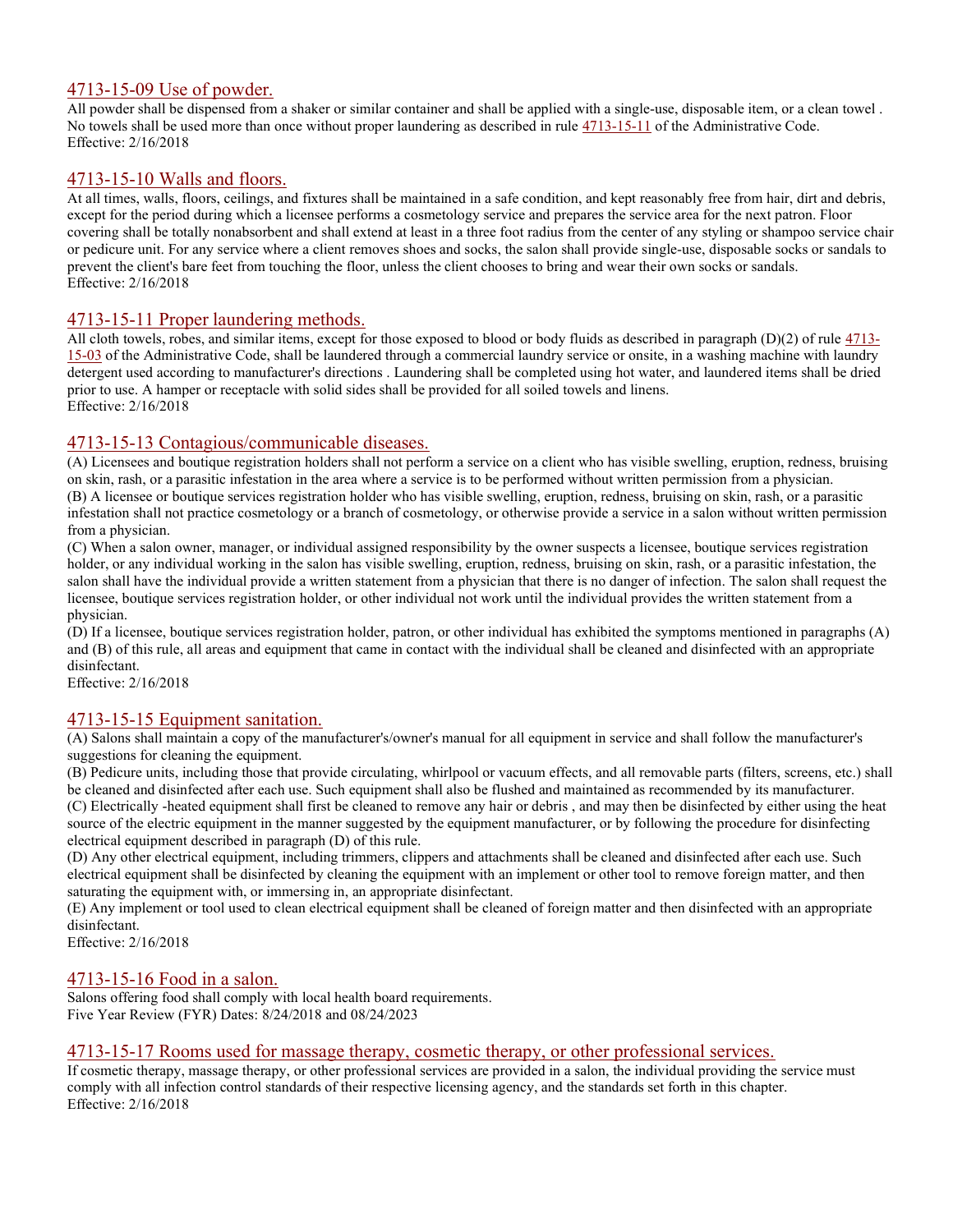## 4713-15-09 Use of powder.

All powder shall be dispensed from a shaker or similar container and shall be applied with a single-use, disposable item, or a clean towel . No towels shall be used more than once without proper laundering as described in rule 4713-15-11 of the Administrative Code.
Effective: 2/16/2018

## 4713-15-10 Walls and floors.

At all times, walls, floors, ceilings, and fixtures shall be maintained in a safe condition, and kept reasonably free from hair, dirt and debris, except for the period during which a licensee performs a cosmetology service and prepares the service area for the next patron. Floor covering shall be totally nonabsorbent and shall extend at least in a three foot radius from the center of any styling or shampoo service chair or pedicure unit. For any service where a client removes shoes and socks, the salon shall provide single-use, disposable socks or sandals to prevent the client's bare feet from touching the floor, unless the client chooses to bring and wear their own socks or sandals.
Effective: 2/16/2018

## 4713-15-11 Proper laundering methods.

All cloth towels, robes, and similar items, except for those exposed to blood or body fluids as described in paragraph (D)(2) of rule 4713-15-03 of the Administrative Code, shall be laundered through a commercial laundry service or onsite, in a washing machine with laundry detergent used according to manufacturer's directions . Laundering shall be completed using hot water, and laundered items shall be dried prior to use. A hamper or receptacle with solid sides shall be provided for all soiled towels and linens.
Effective: 2/16/2018

## 4713-15-13 Contagious/communicable diseases.

(A) Licensees and boutique registration holders shall not perform a service on a client who has visible swelling, eruption, redness, bruising on skin, rash, or a parasitic infestation in the area where a service is to be performed without written permission from a physician.
(B) A licensee or boutique services registration holder who has visible swelling, eruption, redness, bruising on skin, rash, or a parasitic infestation shall not practice cosmetology or a branch of cosmetology, or otherwise provide a service in a salon without written permission from a physician.
(C) When a salon owner, manager, or individual assigned responsibility by the owner suspects a licensee, boutique services registration holder, or any individual working in the salon has visible swelling, eruption, redness, bruising on skin, rash, or a parasitic infestation, the salon shall have the individual provide a written statement from a physician that there is no danger of infection. The salon shall request the licensee, boutique services registration holder, or other individual not work until the individual provides the written statement from a physician.
(D) If a licensee, boutique services registration holder, patron, or other individual has exhibited the symptoms mentioned in paragraphs (A) and (B) of this rule, all areas and equipment that came in contact with the individual shall be cleaned and disinfected with an appropriate disinfectant.
Effective: 2/16/2018

## 4713-15-15 Equipment sanitation.

(A) Salons shall maintain a copy of the manufacturer's/owner's manual for all equipment in service and shall follow the manufacturer's suggestions for cleaning the equipment.
(B) Pedicure units, including those that provide circulating, whirlpool or vacuum effects, and all removable parts (filters, screens, etc.) shall be cleaned and disinfected after each use. Such equipment shall also be flushed and maintained as recommended by its manufacturer.
(C) Electrically -heated equipment shall first be cleaned to remove any hair or debris , and may then be disinfected by either using the heat source of the electric equipment in the manner suggested by the equipment manufacturer, or by following the procedure for disinfecting electrical equipment described in paragraph (D) of this rule.
(D) Any other electrical equipment, including trimmers, clippers and attachments shall be cleaned and disinfected after each use. Such electrical equipment shall be disinfected by cleaning the equipment with an implement or other tool to remove foreign matter, and then saturating the equipment with, or immersing in, an appropriate disinfectant.
(E) Any implement or tool used to clean electrical equipment shall be cleaned of foreign matter and then disinfected with an appropriate disinfectant.
Effective: 2/16/2018

## 4713-15-16 Food in a salon.

Salons offering food shall comply with local health board requirements.
Five Year Review (FYR) Dates: 8/24/2018 and 08/24/2023

## 4713-15-17 Rooms used for massage therapy, cosmetic therapy, or other professional services.

If cosmetic therapy, massage therapy, or other professional services are provided in a salon, the individual providing the service must comply with all infection control standards of their respective licensing agency, and the standards set forth in this chapter.
Effective: 2/16/2018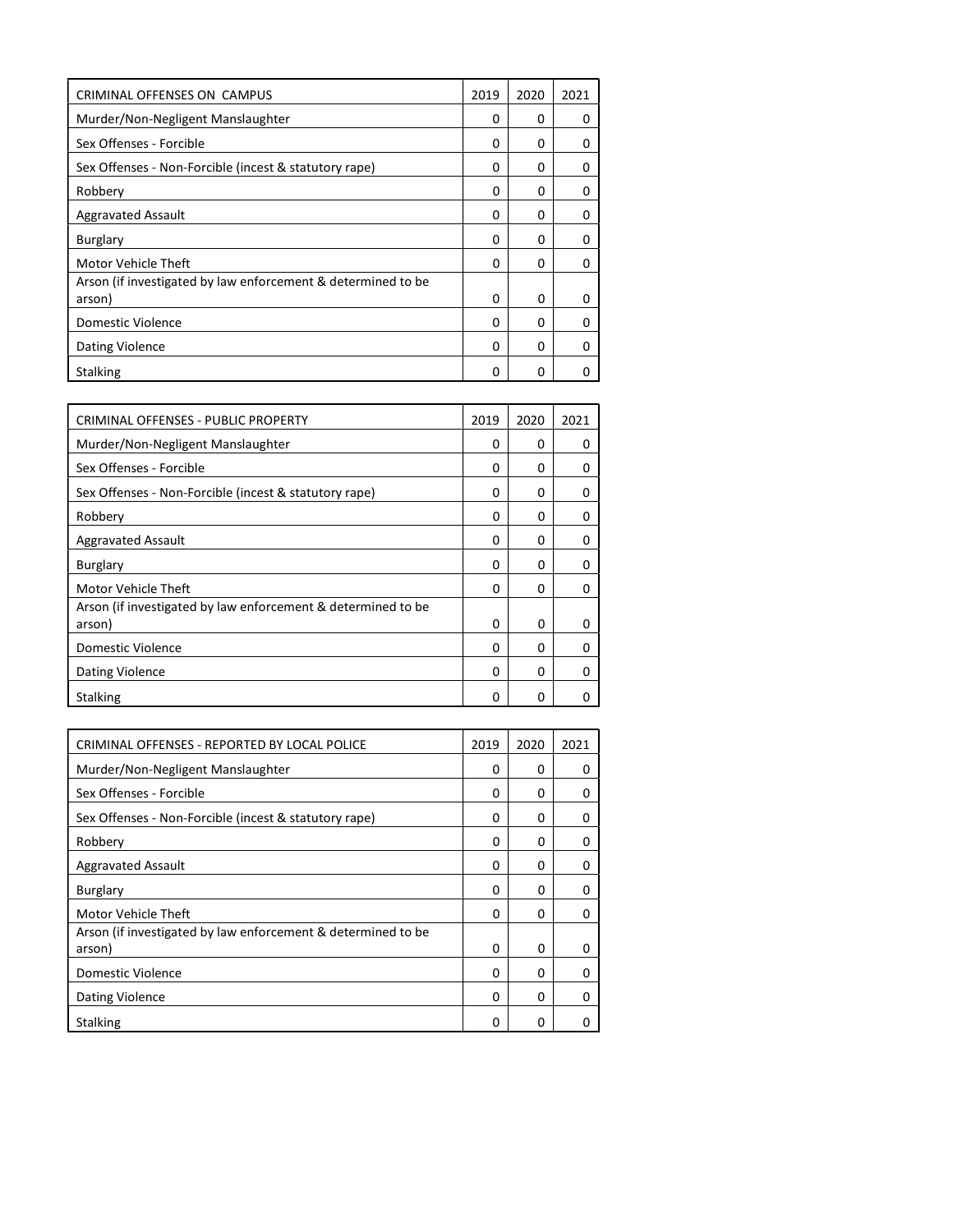| CRIMINAL OFFENSES ON CAMPUS | 2019 | 2020 | 2021 |
| --- | --- | --- | --- |
| Murder/Non-Negligent Manslaughter | 0 | 0 | 0 |
| Sex Offenses - Forcible | 0 | 0 | 0 |
| Sex Offenses - Non-Forcible (incest & statutory rape) | 0 | 0 | 0 |
| Robbery | 0 | 0 | 0 |
| Aggravated Assault | 0 | 0 | 0 |
| Burglary | 0 | 0 | 0 |
| Motor Vehicle Theft | 0 | 0 | 0 |
| Arson (if investigated by law enforcement & determined to be arson) | 0 | 0 | 0 |
| Domestic Violence | 0 | 0 | 0 |
| Dating Violence | 0 | 0 | 0 |
| Stalking | 0 | 0 | 0 |

| CRIMINAL OFFENSES - PUBLIC PROPERTY | 2019 | 2020 | 2021 |
| --- | --- | --- | --- |
| Murder/Non-Negligent Manslaughter | 0 | 0 | 0 |
| Sex Offenses - Forcible | 0 | 0 | 0 |
| Sex Offenses - Non-Forcible (incest & statutory rape) | 0 | 0 | 0 |
| Robbery | 0 | 0 | 0 |
| Aggravated Assault | 0 | 0 | 0 |
| Burglary | 0 | 0 | 0 |
| Motor Vehicle Theft | 0 | 0 | 0 |
| Arson (if investigated by law enforcement & determined to be arson) | 0 | 0 | 0 |
| Domestic Violence | 0 | 0 | 0 |
| Dating Violence | 0 | 0 | 0 |
| Stalking | 0 | 0 | 0 |

| CRIMINAL OFFENSES - REPORTED BY LOCAL POLICE | 2019 | 2020 | 2021 |
| --- | --- | --- | --- |
| Murder/Non-Negligent Manslaughter | 0 | 0 | 0 |
| Sex Offenses - Forcible | 0 | 0 | 0 |
| Sex Offenses - Non-Forcible (incest & statutory rape) | 0 | 0 | 0 |
| Robbery | 0 | 0 | 0 |
| Aggravated Assault | 0 | 0 | 0 |
| Burglary | 0 | 0 | 0 |
| Motor Vehicle Theft | 0 | 0 | 0 |
| Arson (if investigated by law enforcement & determined to be arson) | 0 | 0 | 0 |
| Domestic Violence | 0 | 0 | 0 |
| Dating Violence | 0 | 0 | 0 |
| Stalking | 0 | 0 | 0 |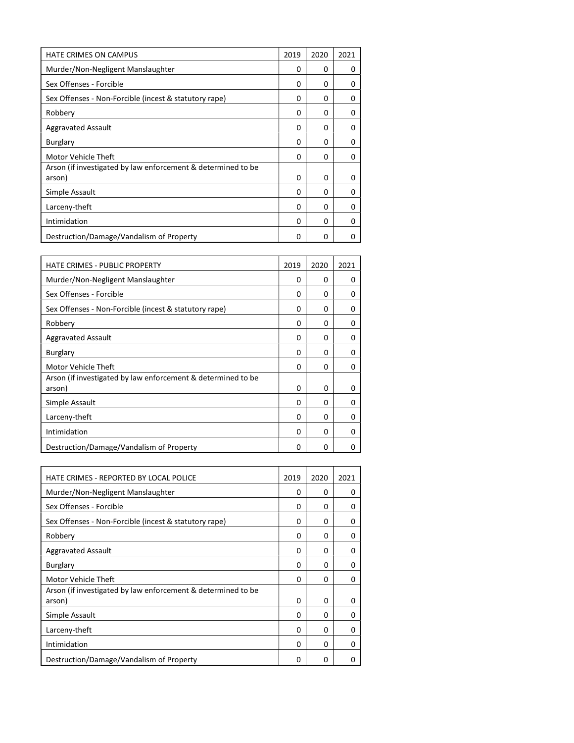| HATE CRIMES ON CAMPUS | 2019 | 2020 | 2021 |
| --- | --- | --- | --- |
| Murder/Non-Negligent Manslaughter | 0 | 0 | 0 |
| Sex Offenses - Forcible | 0 | 0 | 0 |
| Sex Offenses - Non-Forcible (incest & statutory rape) | 0 | 0 | 0 |
| Robbery | 0 | 0 | 0 |
| Aggravated Assault | 0 | 0 | 0 |
| Burglary | 0 | 0 | 0 |
| Motor Vehicle Theft | 0 | 0 | 0 |
| Arson (if investigated by law enforcement & determined to be arson) | 0 | 0 | 0 |
| Simple Assault | 0 | 0 | 0 |
| Larceny-theft | 0 | 0 | 0 |
| Intimidation | 0 | 0 | 0 |
| Destruction/Damage/Vandalism of Property | 0 | 0 | 0 |

| HATE CRIMES - PUBLIC PROPERTY | 2019 | 2020 | 2021 |
| --- | --- | --- | --- |
| Murder/Non-Negligent Manslaughter | 0 | 0 | 0 |
| Sex Offenses - Forcible | 0 | 0 | 0 |
| Sex Offenses - Non-Forcible (incest & statutory rape) | 0 | 0 | 0 |
| Robbery | 0 | 0 | 0 |
| Aggravated Assault | 0 | 0 | 0 |
| Burglary | 0 | 0 | 0 |
| Motor Vehicle Theft | 0 | 0 | 0 |
| Arson (if investigated by law enforcement & determined to be arson) | 0 | 0 | 0 |
| Simple Assault | 0 | 0 | 0 |
| Larceny-theft | 0 | 0 | 0 |
| Intimidation | 0 | 0 | 0 |
| Destruction/Damage/Vandalism of Property | 0 | 0 | 0 |

| HATE CRIMES - REPORTED BY LOCAL POLICE | 2019 | 2020 | 2021 |
| --- | --- | --- | --- |
| Murder/Non-Negligent Manslaughter | 0 | 0 | 0 |
| Sex Offenses - Forcible | 0 | 0 | 0 |
| Sex Offenses - Non-Forcible (incest & statutory rape) | 0 | 0 | 0 |
| Robbery | 0 | 0 | 0 |
| Aggravated Assault | 0 | 0 | 0 |
| Burglary | 0 | 0 | 0 |
| Motor Vehicle Theft | 0 | 0 | 0 |
| Arson (if investigated by law enforcement & determined to be arson) | 0 | 0 | 0 |
| Simple Assault | 0 | 0 | 0 |
| Larceny-theft | 0 | 0 | 0 |
| Intimidation | 0 | 0 | 0 |
| Destruction/Damage/Vandalism of Property | 0 | 0 | 0 |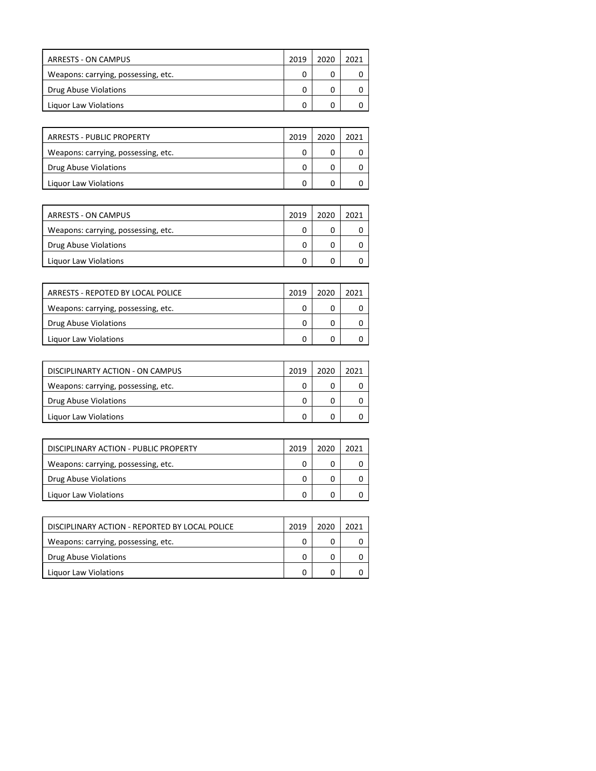| ARRESTS - ON CAMPUS | 2019 | 2020 | 2021 |
| --- | --- | --- | --- |
| Weapons: carrying, possessing, etc. | 0 | 0 | 0 |
| Drug Abuse Violations | 0 | 0 | 0 |
| Liquor Law Violations | 0 | 0 | 0 |

| ARRESTS - PUBLIC PROPERTY | 2019 | 2020 | 2021 |
| --- | --- | --- | --- |
| Weapons: carrying, possessing, etc. | 0 | 0 | 0 |
| Drug Abuse Violations | 0 | 0 | 0 |
| Liquor Law Violations | 0 | 0 | 0 |

| ARRESTS - ON CAMPUS | 2019 | 2020 | 2021 |
| --- | --- | --- | --- |
| Weapons: carrying, possessing, etc. | 0 | 0 | 0 |
| Drug Abuse Violations | 0 | 0 | 0 |
| Liquor Law Violations | 0 | 0 | 0 |

| ARRESTS - REPOTED BY LOCAL POLICE | 2019 | 2020 | 2021 |
| --- | --- | --- | --- |
| Weapons: carrying, possessing, etc. | 0 | 0 | 0 |
| Drug Abuse Violations | 0 | 0 | 0 |
| Liquor Law Violations | 0 | 0 | 0 |

| DISCIPLINARTY ACTION - ON CAMPUS | 2019 | 2020 | 2021 |
| --- | --- | --- | --- |
| Weapons: carrying, possessing, etc. | 0 | 0 | 0 |
| Drug Abuse Violations | 0 | 0 | 0 |
| Liquor Law Violations | 0 | 0 | 0 |

| DISCIPLINARY ACTION - PUBLIC PROPERTY | 2019 | 2020 | 2021 |
| --- | --- | --- | --- |
| Weapons: carrying, possessing, etc. | 0 | 0 | 0 |
| Drug Abuse Violations | 0 | 0 | 0 |
| Liquor Law Violations | 0 | 0 | 0 |

| DISCIPLINARY ACTION - REPORTED BY LOCAL POLICE | 2019 | 2020 | 2021 |
| --- | --- | --- | --- |
| Weapons: carrying, possessing, etc. | 0 | 0 | 0 |
| Drug Abuse Violations | 0 | 0 | 0 |
| Liquor Law Violations | 0 | 0 | 0 |